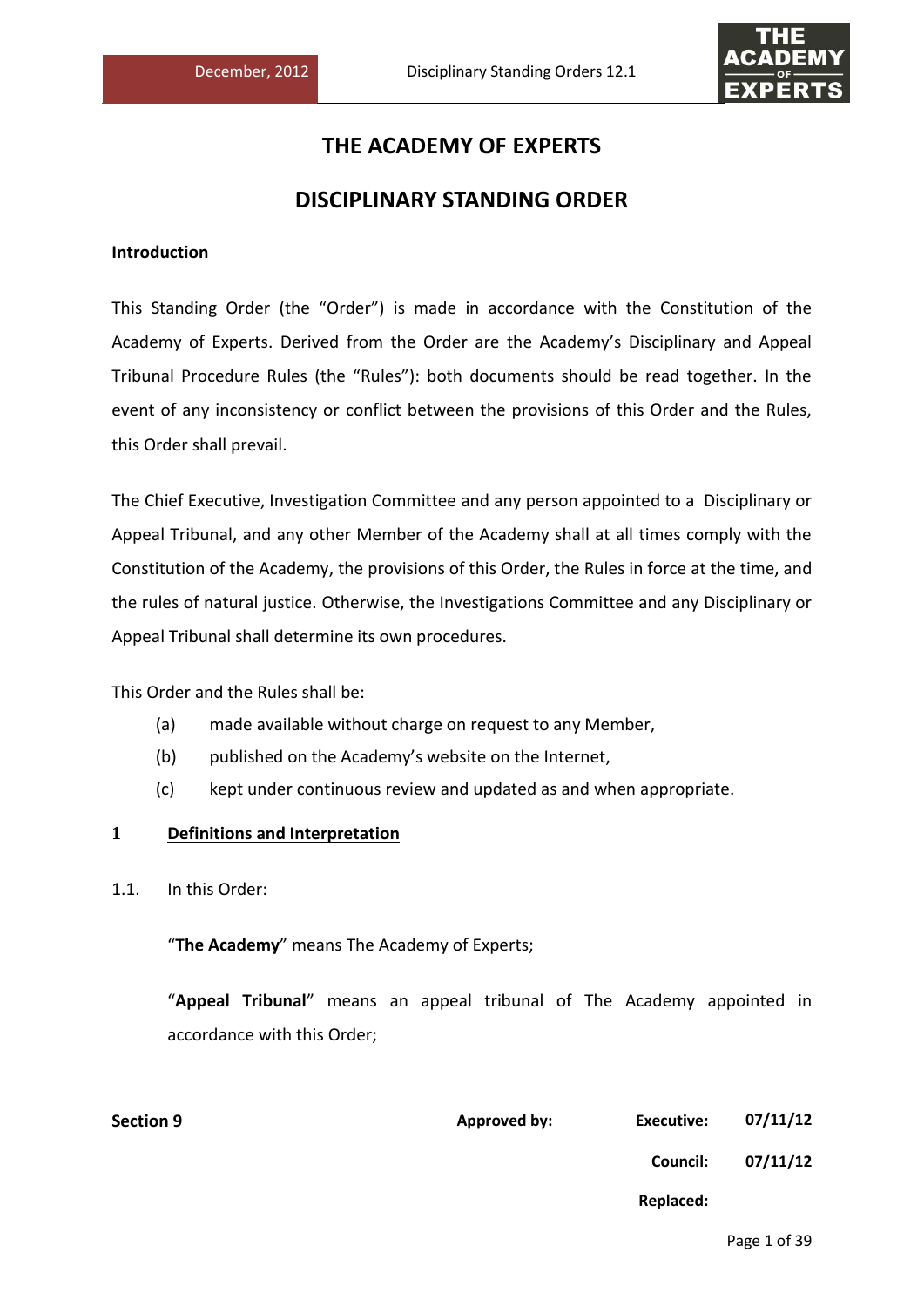# THE ACADEMY OF EXPERTS

## DISCIPLINARY STANDING ORDER

**Introduction**

This Standing Order (the "Order") is made in accordance with the Constitution of the Academy of Experts. Derived from the Order are the Academy's Disciplinary and Appeal Tribunal Procedure Rules (the "Rules"): both documents should be read together. In the event of any inconsistency or conflict between the provisions of this Order and the Rules, this Order shall prevail.

The Chief Executive, Investigation Committee and any person appointed to a Disciplinary or Appeal Tribunal, and any other Member of the Academy shall at all times comply with the Constitution of the Academy, the provisions of this Order, the Rules in force at the time, and the rules of natural justice. Otherwise, the Investigations Committee and any Disciplinary or Appeal Tribunal shall determine its own procedures.

This Order and the Rules shall be:

(a) made available without charge on request to any Member,

(b) published on the Academy's website on the Internet,

(c) kept under continuous review and updated as and when appropriate.

**1 Definitions and Interpretation**

1.1. In this Order:

"**The Academy**" means The Academy of Experts;

"**Appeal Tribunal**" means an appeal tribunal of The Academy appointed in accordance with this Order;

**Section 9** | **Approved by:** | **Executive:** 07/11/12 | **Council:** 07/11/12 | **Replaced:**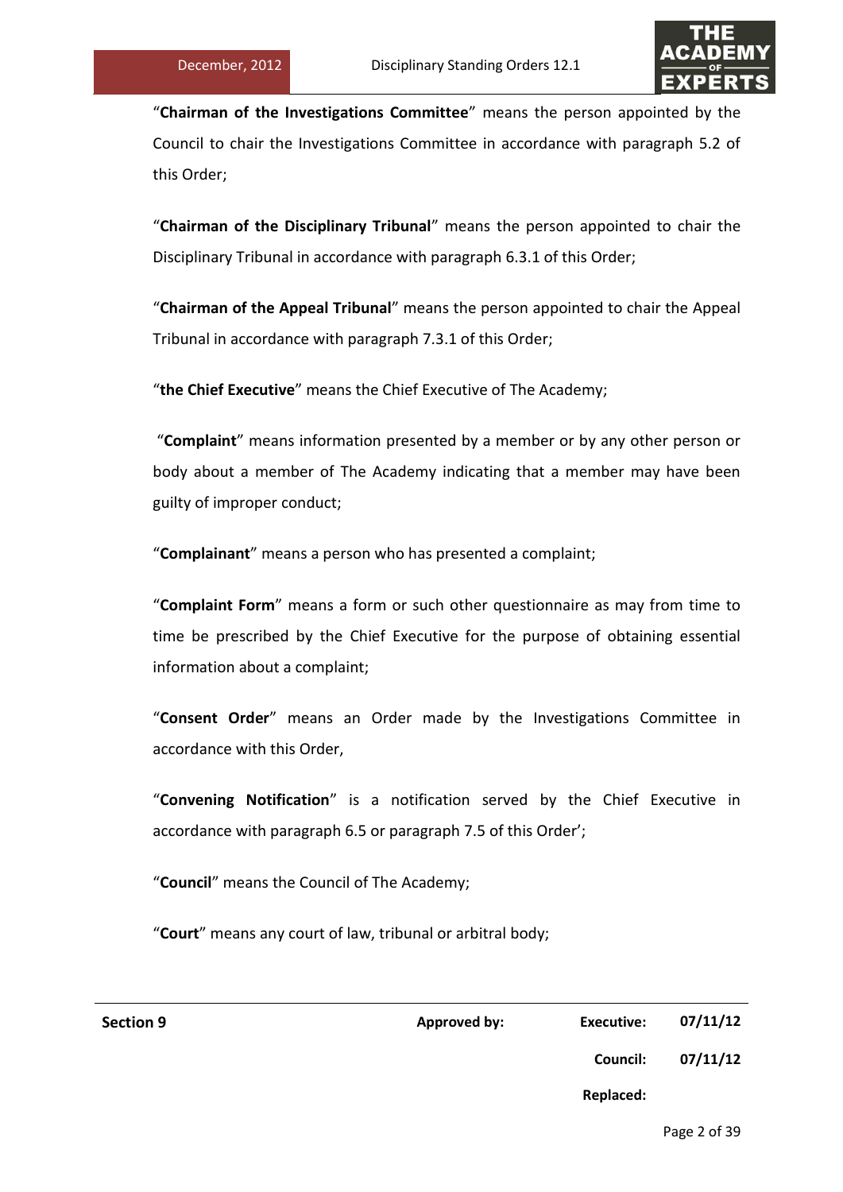"**Chairman of the Investigations Committee**" means the person appointed by the Council to chair the Investigations Committee in accordance with paragraph 5.2 of this Order;

"**Chairman of the Disciplinary Tribunal**" means the person appointed to chair the Disciplinary Tribunal in accordance with paragraph 6.3.1 of this Order;

"**Chairman of the Appeal Tribunal**" means the person appointed to chair the Appeal Tribunal in accordance with paragraph 7.3.1 of this Order;

"**the Chief Executive**" means the Chief Executive of The Academy;

"**Complaint**" means information presented by a member or by any other person or body about a member of The Academy indicating that a member may have been guilty of improper conduct;

"**Complainant**" means a person who has presented a complaint;

"**Complaint Form**" means a form or such other questionnaire as may from time to time be prescribed by the Chief Executive for the purpose of obtaining essential information about a complaint;

"**Consent Order**" means an Order made by the Investigations Committee in accordance with this Order,

"**Convening Notification**" is a notification served by the Chief Executive in accordance with paragraph 6.5 or paragraph 7.5 of this Order';

"**Council**" means the Council of The Academy;

"**Court**" means any court of law, tribunal or arbitral body;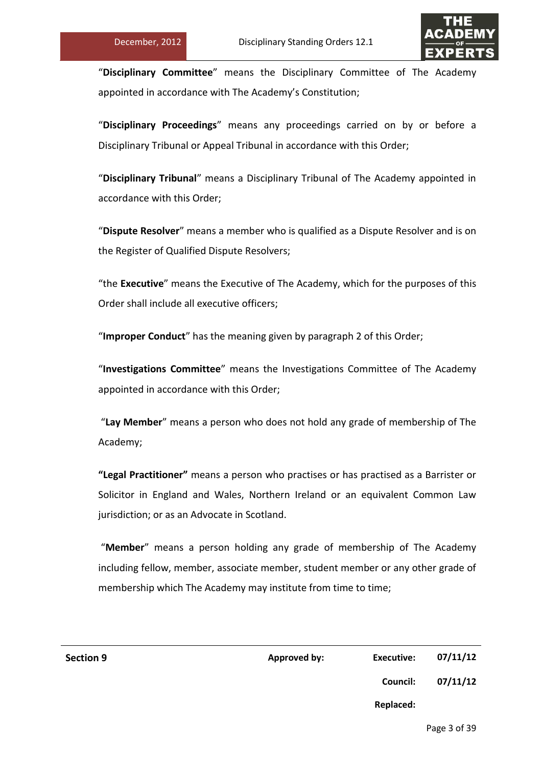"**Disciplinary Committee**" means the Disciplinary Committee of The Academy appointed in accordance with The Academy's Constitution;

"**Disciplinary Proceedings**" means any proceedings carried on by or before a Disciplinary Tribunal or Appeal Tribunal in accordance with this Order;

"**Disciplinary Tribunal**" means a Disciplinary Tribunal of The Academy appointed in accordance with this Order;

"**Dispute Resolver**" means a member who is qualified as a Dispute Resolver and is on the Register of Qualified Dispute Resolvers;

"the **Executive**" means the Executive of The Academy, which for the purposes of this Order shall include all executive officers;

"**Improper Conduct**" has the meaning given by paragraph 2 of this Order;

"**Investigations Committee**" means the Investigations Committee of The Academy appointed in accordance with this Order;

"**Lay Member**" means a person who does not hold any grade of membership of The Academy;

**"Legal Practitioner"** means a person who practises or has practised as a Barrister or Solicitor in England and Wales, Northern Ireland or an equivalent Common Law jurisdiction; or as an Advocate in Scotland.

"**Member**" means a person holding any grade of membership of The Academy including fellow, member, associate member, student member or any other grade of membership which The Academy may institute from time to time;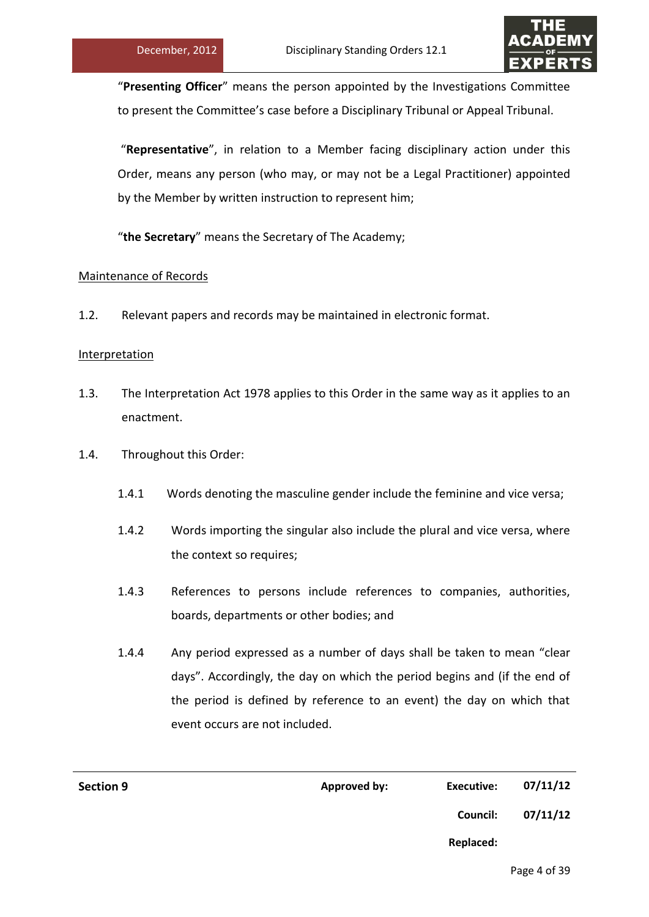"**Presenting Officer**" means the person appointed by the Investigations Committee to present the Committee's case before a Disciplinary Tribunal or Appeal Tribunal.

"**Representative**", in relation to a Member facing disciplinary action under this Order, means any person (who may, or may not be a Legal Practitioner) appointed by the Member by written instruction to represent him;

"**the Secretary**" means the Secretary of The Academy;

<u>Maintenance of Records</u>

1.2. Relevant papers and records may be maintained in electronic format.

<u>Interpretation</u>

1.3. The Interpretation Act 1978 applies to this Order in the same way as it applies to an enactment.

1.4. Throughout this Order:

1.4.1 Words denoting the masculine gender include the feminine and vice versa;

1.4.2 Words importing the singular also include the plural and vice versa, where the context so requires;

1.4.3 References to persons include references to companies, authorities, boards, departments or other bodies; and

1.4.4 Any period expressed as a number of days shall be taken to mean "clear days". Accordingly, the day on which the period begins and (if the end of the period is defined by reference to an event) the day on which that event occurs are not included.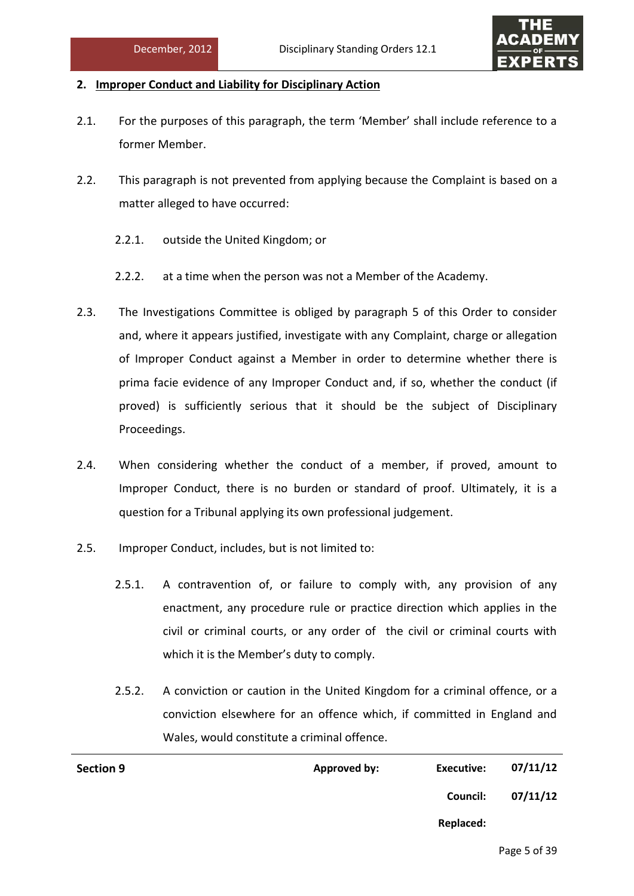## 2. Improper Conduct and Liability for Disciplinary Action

2.1. For the purposes of this paragraph, the term 'Member' shall include reference to a former Member.

2.2. This paragraph is not prevented from applying because the Complaint is based on a matter alleged to have occurred:

2.2.1. outside the United Kingdom; or

2.2.2. at a time when the person was not a Member of the Academy.

2.3. The Investigations Committee is obliged by paragraph 5 of this Order to consider and, where it appears justified, investigate with any Complaint, charge or allegation of Improper Conduct against a Member in order to determine whether there is prima facie evidence of any Improper Conduct and, if so, whether the conduct (if proved) is sufficiently serious that it should be the subject of Disciplinary Proceedings.

2.4. When considering whether the conduct of a member, if proved, amount to Improper Conduct, there is no burden or standard of proof. Ultimately, it is a question for a Tribunal applying its own professional judgement.

2.5. Improper Conduct, includes, but is not limited to:

2.5.1. A contravention of, or failure to comply with, any provision of any enactment, any procedure rule or practice direction which applies in the civil or criminal courts, or any order of the civil or criminal courts with which it is the Member's duty to comply.

2.5.2. A conviction or caution in the United Kingdom for a criminal offence, or a conviction elsewhere for an offence which, if committed in England and Wales, would constitute a criminal offence.

| Section 9 | Approved by: | Executive: | 07/11/12 |
|---|---|---|---|
| | | Council: | 07/11/12 |
| | | Replaced: | |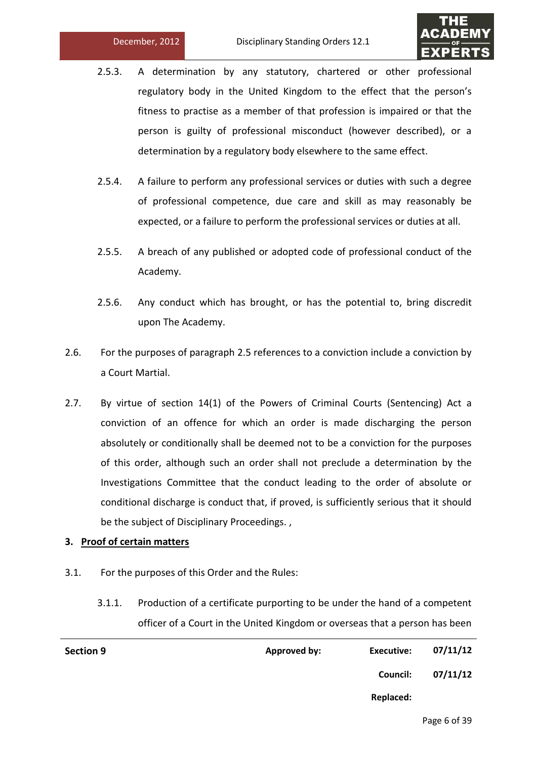2.5.3. A determination by any statutory, chartered or other professional regulatory body in the United Kingdom to the effect that the person's fitness to practise as a member of that profession is impaired or that the person is guilty of professional misconduct (however described), or a determination by a regulatory body elsewhere to the same effect.

2.5.4. A failure to perform any professional services or duties with such a degree of professional competence, due care and skill as may reasonably be expected, or a failure to perform the professional services or duties at all.

2.5.5. A breach of any published or adopted code of professional conduct of the Academy.

2.5.6. Any conduct which has brought, or has the potential to, bring discredit upon The Academy.

2.6. For the purposes of paragraph 2.5 references to a conviction include a conviction by a Court Martial.

2.7. By virtue of section 14(1) of the Powers of Criminal Courts (Sentencing) Act a conviction of an offence for which an order is made discharging the person absolutely or conditionally shall be deemed not to be a conviction for the purposes of this order, although such an order shall not preclude a determination by the Investigations Committee that the conduct leading to the order of absolute or conditional discharge is conduct that, if proved, is sufficiently serious that it should be the subject of Disciplinary Proceedings. ,

## 3. Proof of certain matters

3.1. For the purposes of this Order and the Rules:

3.1.1. Production of a certificate purporting to be under the hand of a competent officer of a Court in the United Kingdom or overseas that a person has been

| Section 9 | Approved by: | Executive: | 07/11/12 |
|---|---|---|---|
| | | Council: | 07/11/12 |
| | | Replaced: | |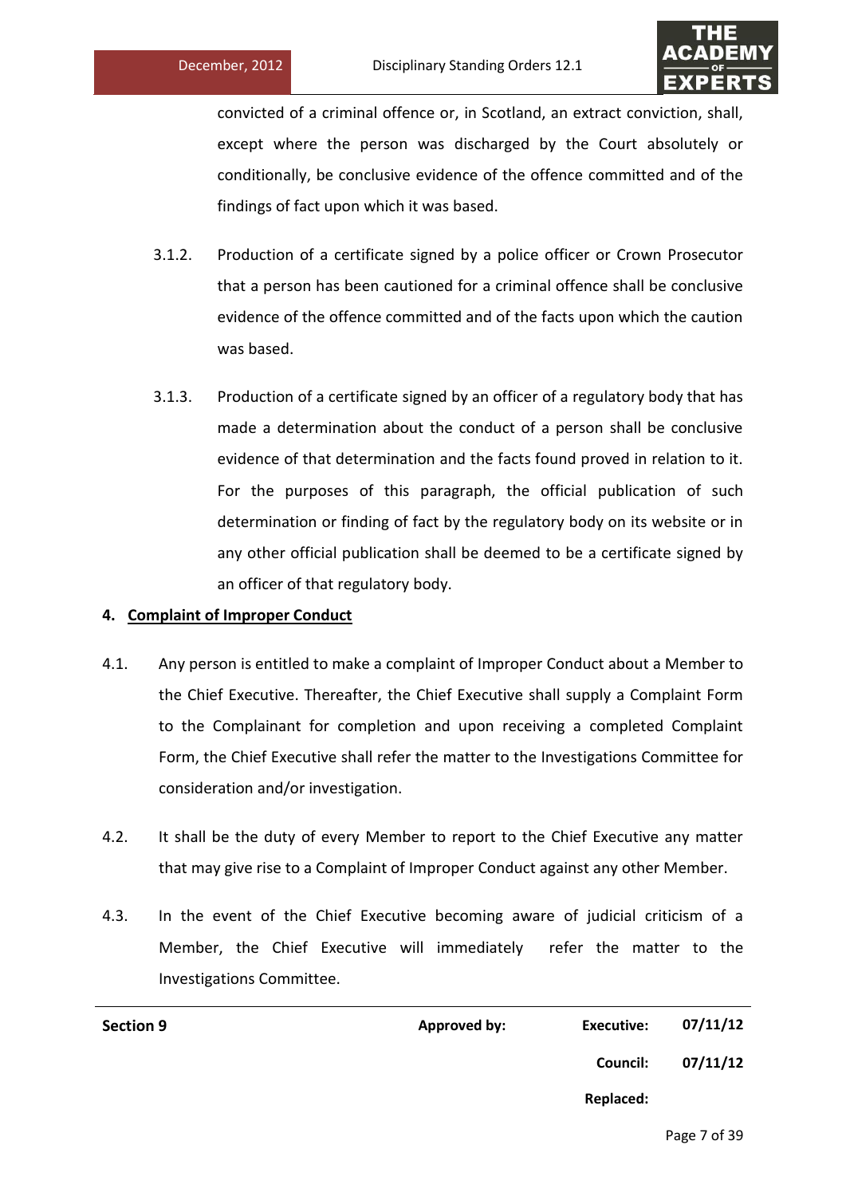convicted of a criminal offence or, in Scotland, an extract conviction, shall, except where the person was discharged by the Court absolutely or conditionally, be conclusive evidence of the offence committed and of the findings of fact upon which it was based.

3.1.2. Production of a certificate signed by a police officer or Crown Prosecutor that a person has been cautioned for a criminal offence shall be conclusive evidence of the offence committed and of the facts upon which the caution was based.

3.1.3. Production of a certificate signed by an officer of a regulatory body that has made a determination about the conduct of a person shall be conclusive evidence of that determination and the facts found proved in relation to it. For the purposes of this paragraph, the official publication of such determination or finding of fact by the regulatory body on its website or in any other official publication shall be deemed to be a certificate signed by an officer of that regulatory body.

## 4. Complaint of Improper Conduct

4.1. Any person is entitled to make a complaint of Improper Conduct about a Member to the Chief Executive. Thereafter, the Chief Executive shall supply a Complaint Form to the Complainant for completion and upon receiving a completed Complaint Form, the Chief Executive shall refer the matter to the Investigations Committee for consideration and/or investigation.

4.2. It shall be the duty of every Member to report to the Chief Executive any matter that may give rise to a Complaint of Improper Conduct against any other Member.

4.3. In the event of the Chief Executive becoming aware of judicial criticism of a Member, the Chief Executive will immediately refer the matter to the Investigations Committee.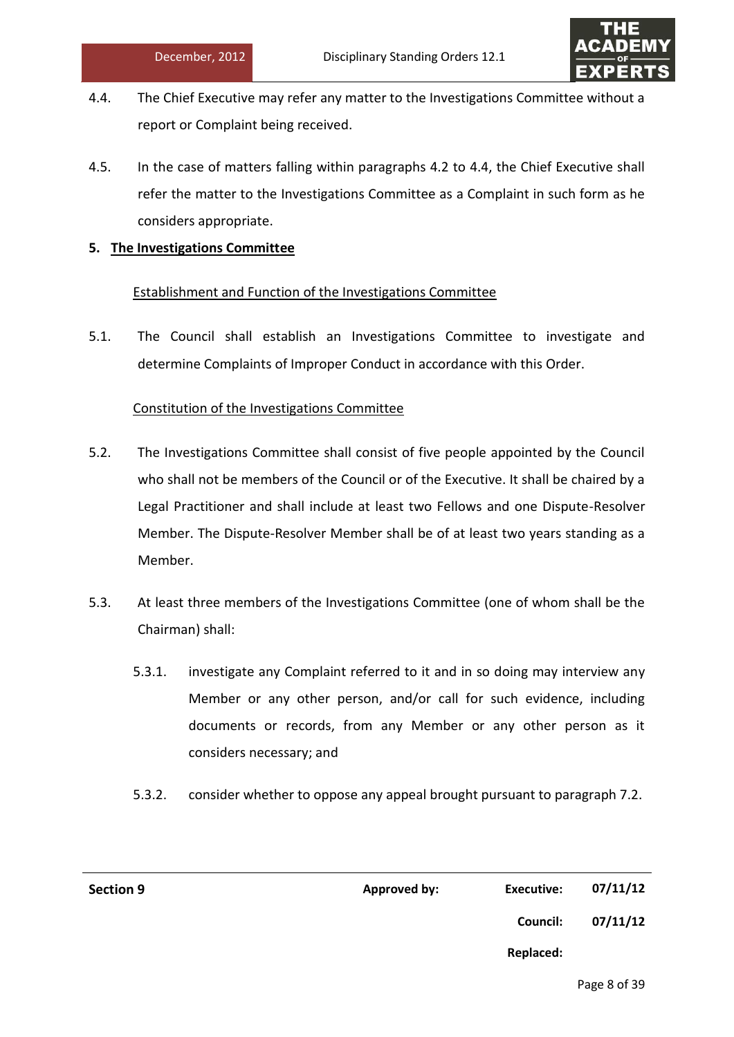4.4. The Chief Executive may refer any matter to the Investigations Committee without a report or Complaint being received.

4.5. In the case of matters falling within paragraphs 4.2 to 4.4, the Chief Executive shall refer the matter to the Investigations Committee as a Complaint in such form as he considers appropriate.

## 5. The Investigations Committee

### Establishment and Function of the Investigations Committee

5.1. The Council shall establish an Investigations Committee to investigate and determine Complaints of Improper Conduct in accordance with this Order.

### Constitution of the Investigations Committee

5.2. The Investigations Committee shall consist of five people appointed by the Council who shall not be members of the Council or of the Executive. It shall be chaired by a Legal Practitioner and shall include at least two Fellows and one Dispute-Resolver Member. The Dispute-Resolver Member shall be of at least two years standing as a Member.

5.3. At least three members of the Investigations Committee (one of whom shall be the Chairman) shall:

5.3.1. investigate any Complaint referred to it and in so doing may interview any Member or any other person, and/or call for such evidence, including documents or records, from any Member or any other person as it considers necessary; and

5.3.2. consider whether to oppose any appeal brought pursuant to paragraph 7.2.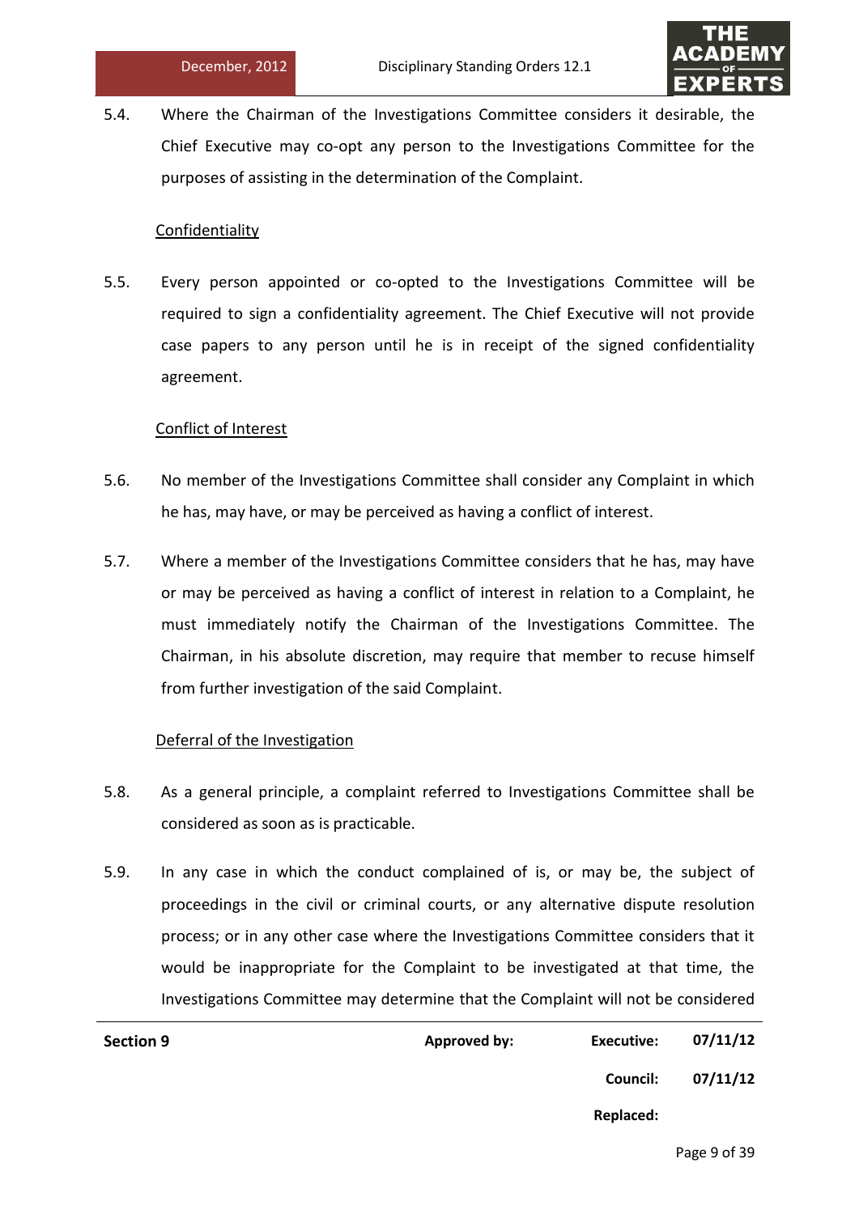5.4. Where the Chairman of the Investigations Committee considers it desirable, the Chief Executive may co-opt any person to the Investigations Committee for the purposes of assisting in the determination of the Complaint.

Confidentiality

5.5. Every person appointed or co-opted to the Investigations Committee will be required to sign a confidentiality agreement. The Chief Executive will not provide case papers to any person until he is in receipt of the signed confidentiality agreement.

Conflict of Interest

5.6. No member of the Investigations Committee shall consider any Complaint in which he has, may have, or may be perceived as having a conflict of interest.

5.7. Where a member of the Investigations Committee considers that he has, may have or may be perceived as having a conflict of interest in relation to a Complaint, he must immediately notify the Chairman of the Investigations Committee. The Chairman, in his absolute discretion, may require that member to recuse himself from further investigation of the said Complaint.

Deferral of the Investigation

5.8. As a general principle, a complaint referred to Investigations Committee shall be considered as soon as is practicable.

5.9. In any case in which the conduct complained of is, or may be, the subject of proceedings in the civil or criminal courts, or any alternative dispute resolution process; or in any other case where the Investigations Committee considers that it would be inappropriate for the Complaint to be investigated at that time, the Investigations Committee may determine that the Complaint will not be considered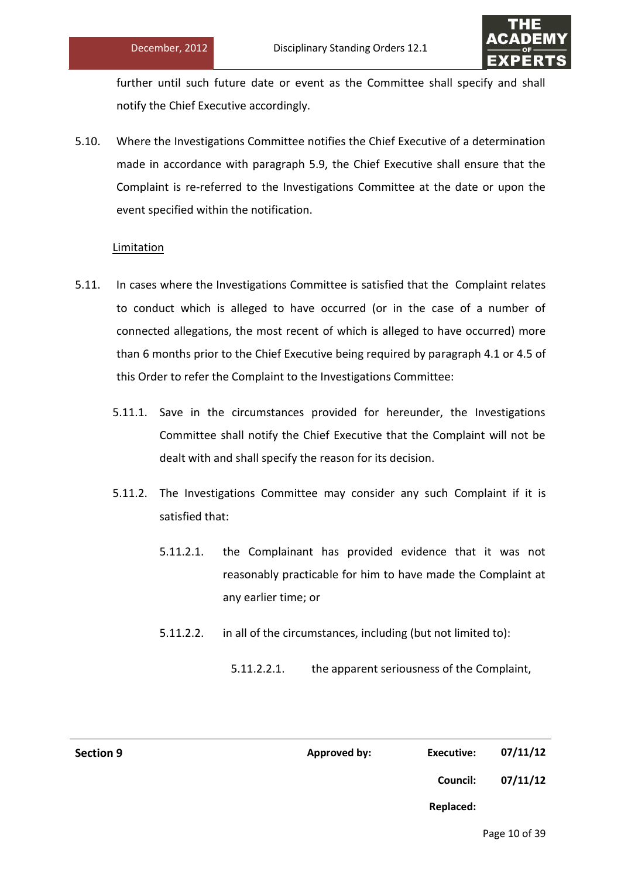further until such future date or event as the Committee shall specify and shall notify the Chief Executive accordingly.

5.10. Where the Investigations Committee notifies the Chief Executive of a determination made in accordance with paragraph 5.9, the Chief Executive shall ensure that the Complaint is re-referred to the Investigations Committee at the date or upon the event specified within the notification.

<u>Limitation</u>

5.11. In cases where the Investigations Committee is satisfied that the Complaint relates to conduct which is alleged to have occurred (or in the case of a number of connected allegations, the most recent of which is alleged to have occurred) more than 6 months prior to the Chief Executive being required by paragraph 4.1 or 4.5 of this Order to refer the Complaint to the Investigations Committee:

5.11.1. Save in the circumstances provided for hereunder, the Investigations Committee shall notify the Chief Executive that the Complaint will not be dealt with and shall specify the reason for its decision.

5.11.2. The Investigations Committee may consider any such Complaint if it is satisfied that:

5.11.2.1. the Complainant has provided evidence that it was not reasonably practicable for him to have made the Complaint at any earlier time; or

5.11.2.2. in all of the circumstances, including (but not limited to):

5.11.2.2.1. the apparent seriousness of the Complaint,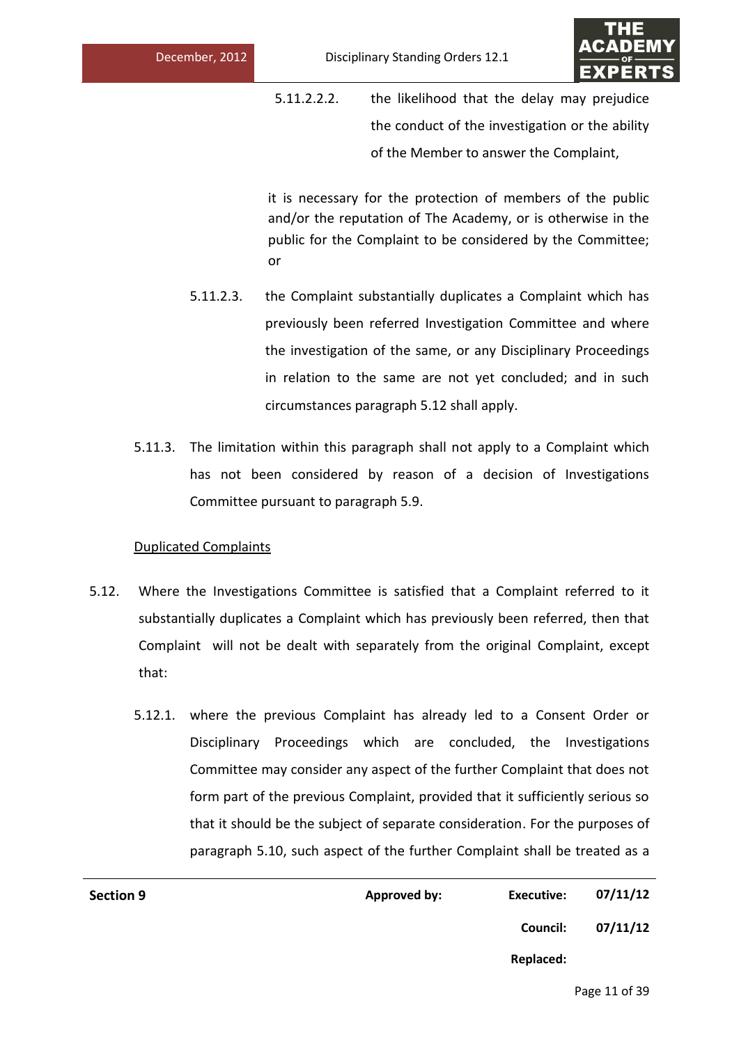5.11.2.2.2. the likelihood that the delay may prejudice the conduct of the investigation or the ability of the Member to answer the Complaint,

it is necessary for the protection of members of the public and/or the reputation of The Academy, or is otherwise in the public for the Complaint to be considered by the Committee; or

5.11.2.3. the Complaint substantially duplicates a Complaint which has previously been referred Investigation Committee and where the investigation of the same, or any Disciplinary Proceedings in relation to the same are not yet concluded; and in such circumstances paragraph 5.12 shall apply.

5.11.3. The limitation within this paragraph shall not apply to a Complaint which has not been considered by reason of a decision of Investigations Committee pursuant to paragraph 5.9.

<u>Duplicated Complaints</u>

5.12. Where the Investigations Committee is satisfied that a Complaint referred to it substantially duplicates a Complaint which has previously been referred, then that Complaint will not be dealt with separately from the original Complaint, except that:

5.12.1. where the previous Complaint has already led to a Consent Order or Disciplinary Proceedings which are concluded, the Investigations Committee may consider any aspect of the further Complaint that does not form part of the previous Complaint, provided that it sufficiently serious so that it should be the subject of separate consideration. For the purposes of paragraph 5.10, such aspect of the further Complaint shall be treated as a

| Section 9 | Approved by: | Executive: | 07/11/12 |
|---|---|---|---|
| | | Council: | 07/11/12 |
| | | Replaced: | |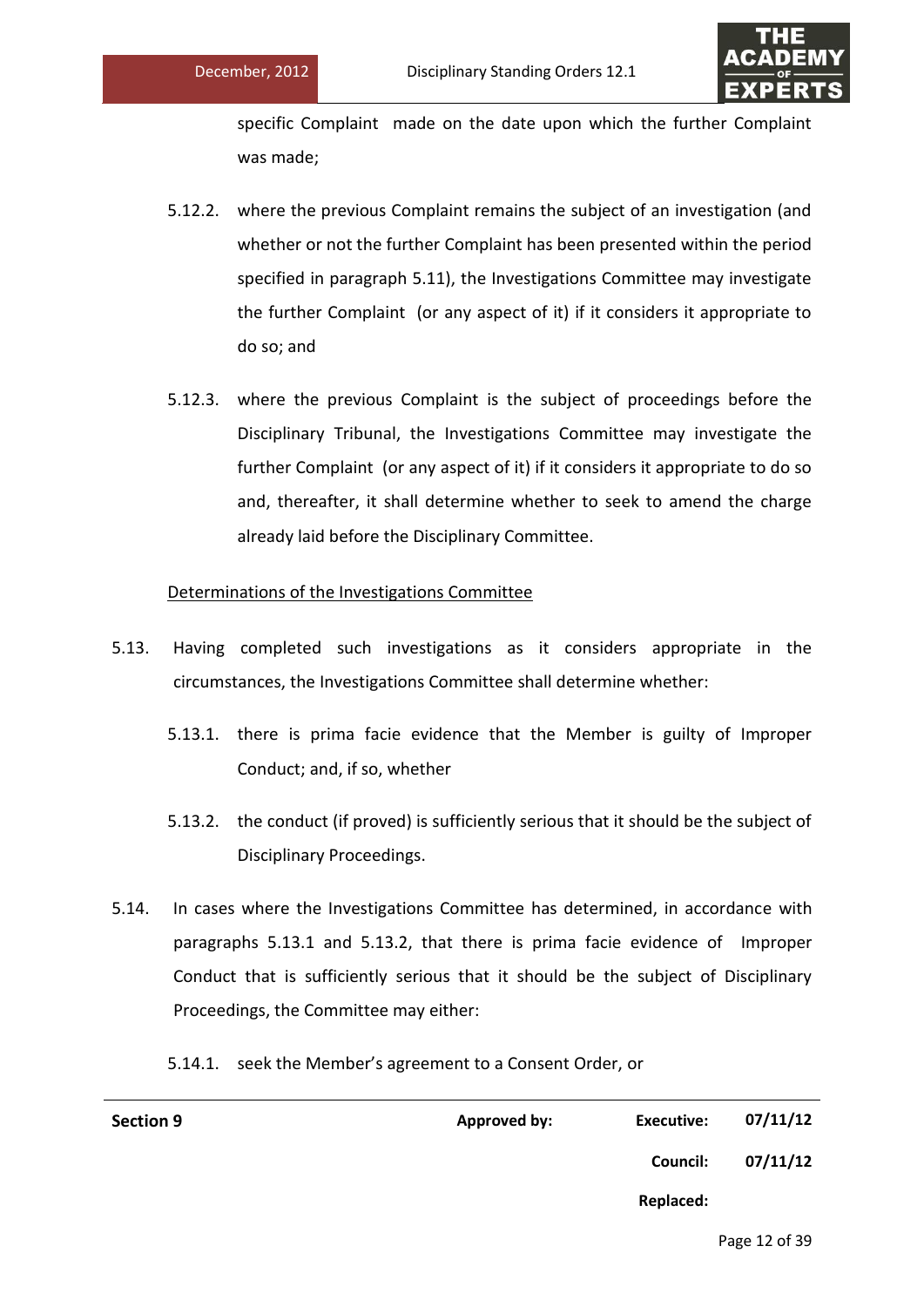specific Complaint made on the date upon which the further Complaint was made;

5.12.2. where the previous Complaint remains the subject of an investigation (and whether or not the further Complaint has been presented within the period specified in paragraph 5.11), the Investigations Committee may investigate the further Complaint (or any aspect of it) if it considers it appropriate to do so; and

5.12.3. where the previous Complaint is the subject of proceedings before the Disciplinary Tribunal, the Investigations Committee may investigate the further Complaint (or any aspect of it) if it considers it appropriate to do so and, thereafter, it shall determine whether to seek to amend the charge already laid before the Disciplinary Committee.

<u>Determinations of the Investigations Committee</u>

5.13. Having completed such investigations as it considers appropriate in the circumstances, the Investigations Committee shall determine whether:

5.13.1. there is prima facie evidence that the Member is guilty of Improper Conduct; and, if so, whether

5.13.2. the conduct (if proved) is sufficiently serious that it should be the subject of Disciplinary Proceedings.

5.14. In cases where the Investigations Committee has determined, in accordance with paragraphs 5.13.1 and 5.13.2, that there is prima facie evidence of Improper Conduct that is sufficiently serious that it should be the subject of Disciplinary Proceedings, the Committee may either:

5.14.1. seek the Member's agreement to a Consent Order, or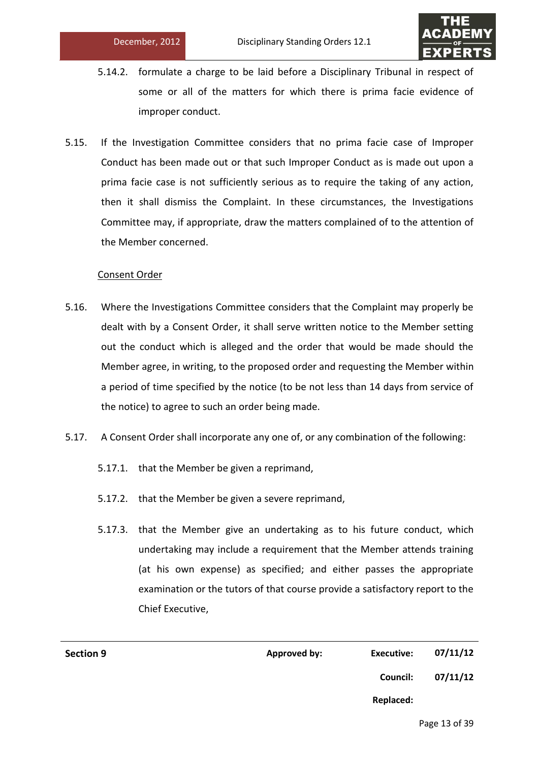5.14.2. formulate a charge to be laid before a Disciplinary Tribunal in respect of some or all of the matters for which there is prima facie evidence of improper conduct.

5.15. If the Investigation Committee considers that no prima facie case of Improper Conduct has been made out or that such Improper Conduct as is made out upon a prima facie case is not sufficiently serious as to require the taking of any action, then it shall dismiss the Complaint. In these circumstances, the Investigations Committee may, if appropriate, draw the matters complained of to the attention of the Member concerned.

<u>Consent Order</u>

5.16. Where the Investigations Committee considers that the Complaint may properly be dealt with by a Consent Order, it shall serve written notice to the Member setting out the conduct which is alleged and the order that would be made should the Member agree, in writing, to the proposed order and requesting the Member within a period of time specified by the notice (to be not less than 14 days from service of the notice) to agree to such an order being made.

5.17. A Consent Order shall incorporate any one of, or any combination of the following:

5.17.1. that the Member be given a reprimand,

5.17.2. that the Member be given a severe reprimand,

5.17.3. that the Member give an undertaking as to his future conduct, which undertaking may include a requirement that the Member attends training (at his own expense) as specified; and either passes the appropriate examination or the tutors of that course provide a satisfactory report to the Chief Executive,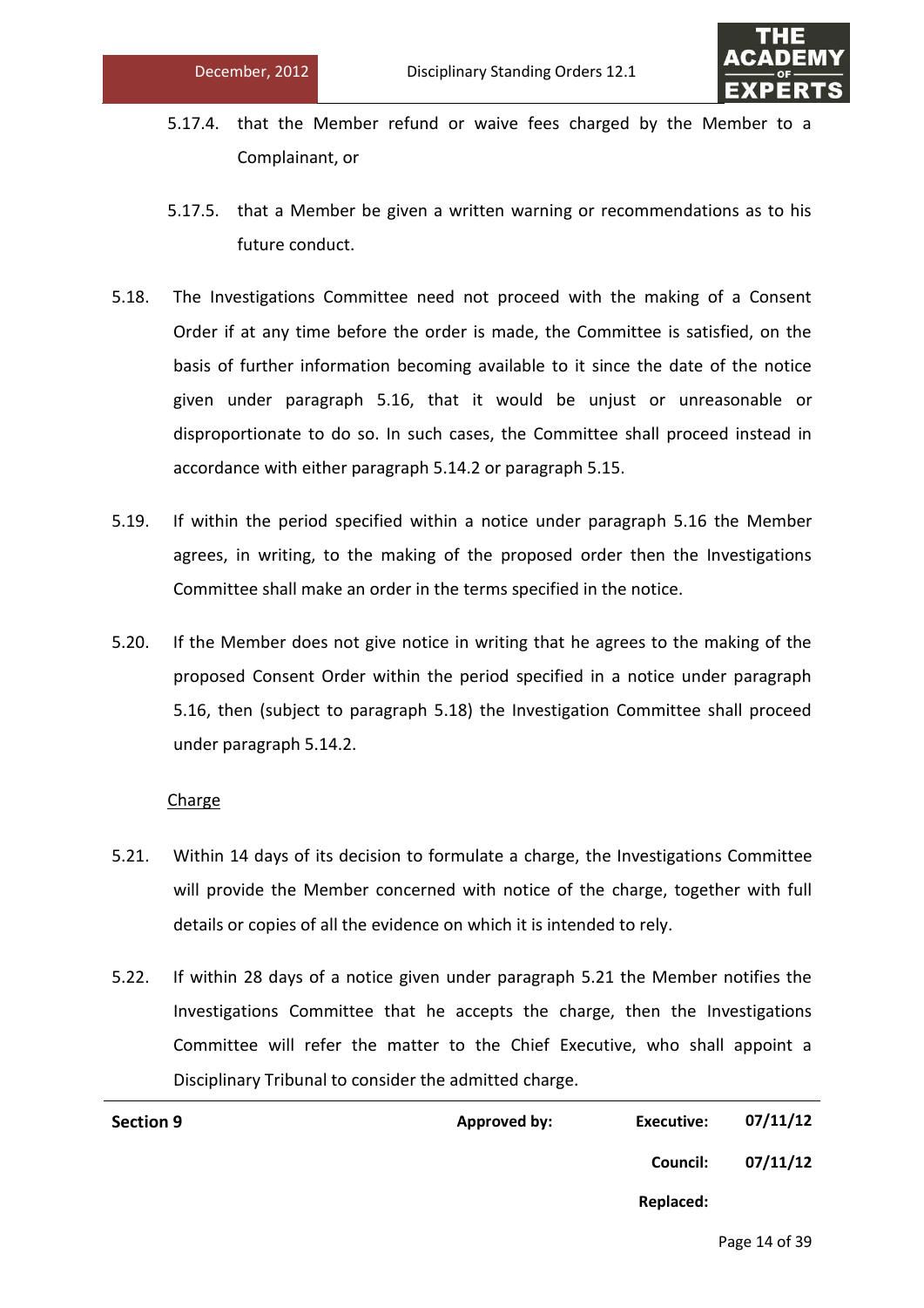5.17.4. that the Member refund or waive fees charged by the Member to a Complainant, or

5.17.5. that a Member be given a written warning or recommendations as to his future conduct.

5.18. The Investigations Committee need not proceed with the making of a Consent Order if at any time before the order is made, the Committee is satisfied, on the basis of further information becoming available to it since the date of the notice given under paragraph 5.16, that it would be unjust or unreasonable or disproportionate to do so. In such cases, the Committee shall proceed instead in accordance with either paragraph 5.14.2 or paragraph 5.15.

5.19. If within the period specified within a notice under paragraph 5.16 the Member agrees, in writing, to the making of the proposed order then the Investigations Committee shall make an order in the terms specified in the notice.

5.20. If the Member does not give notice in writing that he agrees to the making of the proposed Consent Order within the period specified in a notice under paragraph 5.16, then (subject to paragraph 5.18) the Investigation Committee shall proceed under paragraph 5.14.2.

Charge

5.21. Within 14 days of its decision to formulate a charge, the Investigations Committee will provide the Member concerned with notice of the charge, together with full details or copies of all the evidence on which it is intended to rely.

5.22. If within 28 days of a notice given under paragraph 5.21 the Member notifies the Investigations Committee that he accepts the charge, then the Investigations Committee will refer the matter to the Chief Executive, who shall appoint a Disciplinary Tribunal to consider the admitted charge.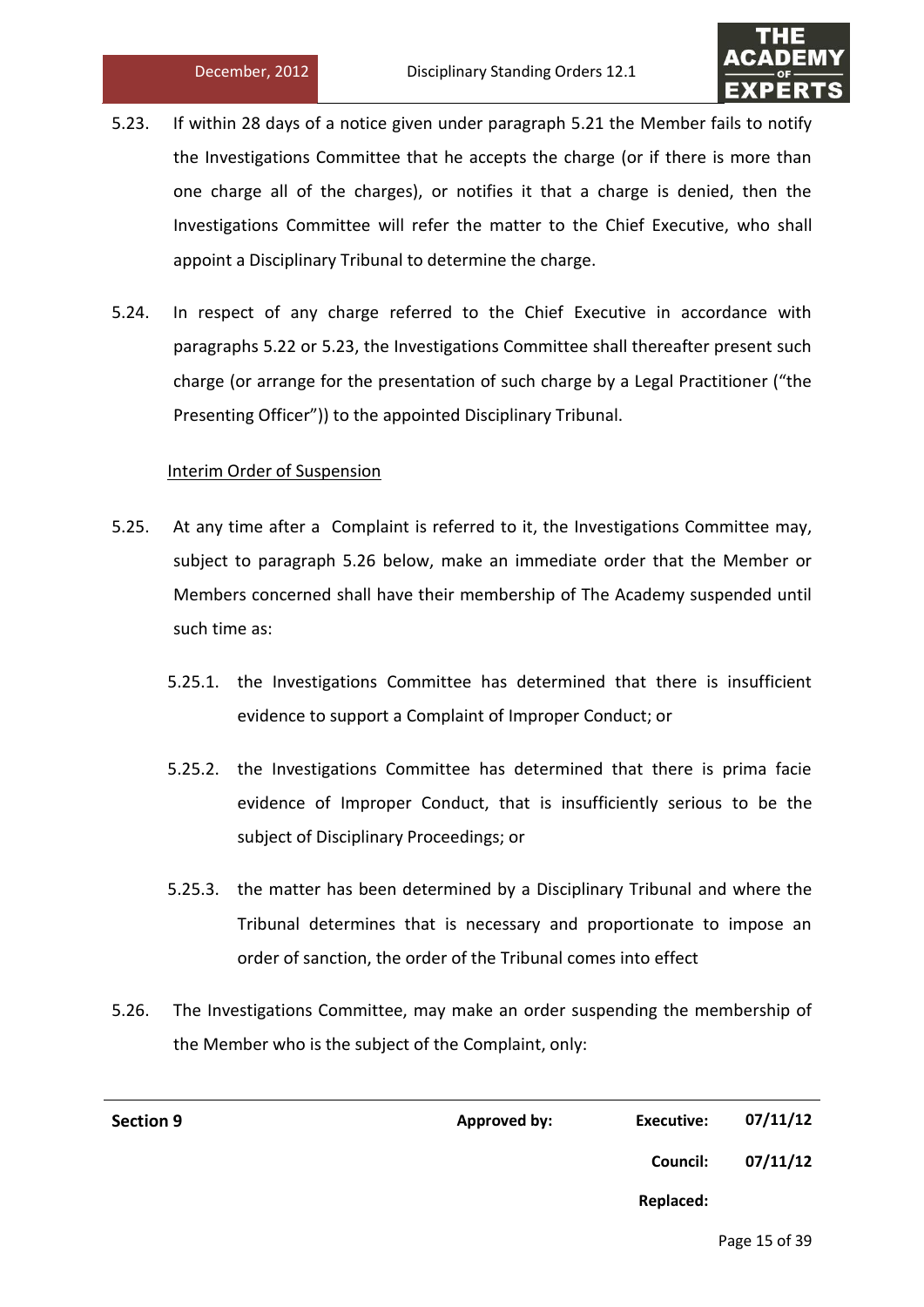5.23. If within 28 days of a notice given under paragraph 5.21 the Member fails to notify the Investigations Committee that he accepts the charge (or if there is more than one charge all of the charges), or notifies it that a charge is denied, then the Investigations Committee will refer the matter to the Chief Executive, who shall appoint a Disciplinary Tribunal to determine the charge.

5.24. In respect of any charge referred to the Chief Executive in accordance with paragraphs 5.22 or 5.23, the Investigations Committee shall thereafter present such charge (or arrange for the presentation of such charge by a Legal Practitioner ("the Presenting Officer")) to the appointed Disciplinary Tribunal.

<u>Interim Order of Suspension</u>

5.25. At any time after a Complaint is referred to it, the Investigations Committee may, subject to paragraph 5.26 below, make an immediate order that the Member or Members concerned shall have their membership of The Academy suspended until such time as:

5.25.1. the Investigations Committee has determined that there is insufficient evidence to support a Complaint of Improper Conduct; or

5.25.2. the Investigations Committee has determined that there is prima facie evidence of Improper Conduct, that is insufficiently serious to be the subject of Disciplinary Proceedings; or

5.25.3. the matter has been determined by a Disciplinary Tribunal and where the Tribunal determines that is necessary and proportionate to impose an order of sanction, the order of the Tribunal comes into effect

5.26. The Investigations Committee, may make an order suspending the membership of the Member who is the subject of the Complaint, only: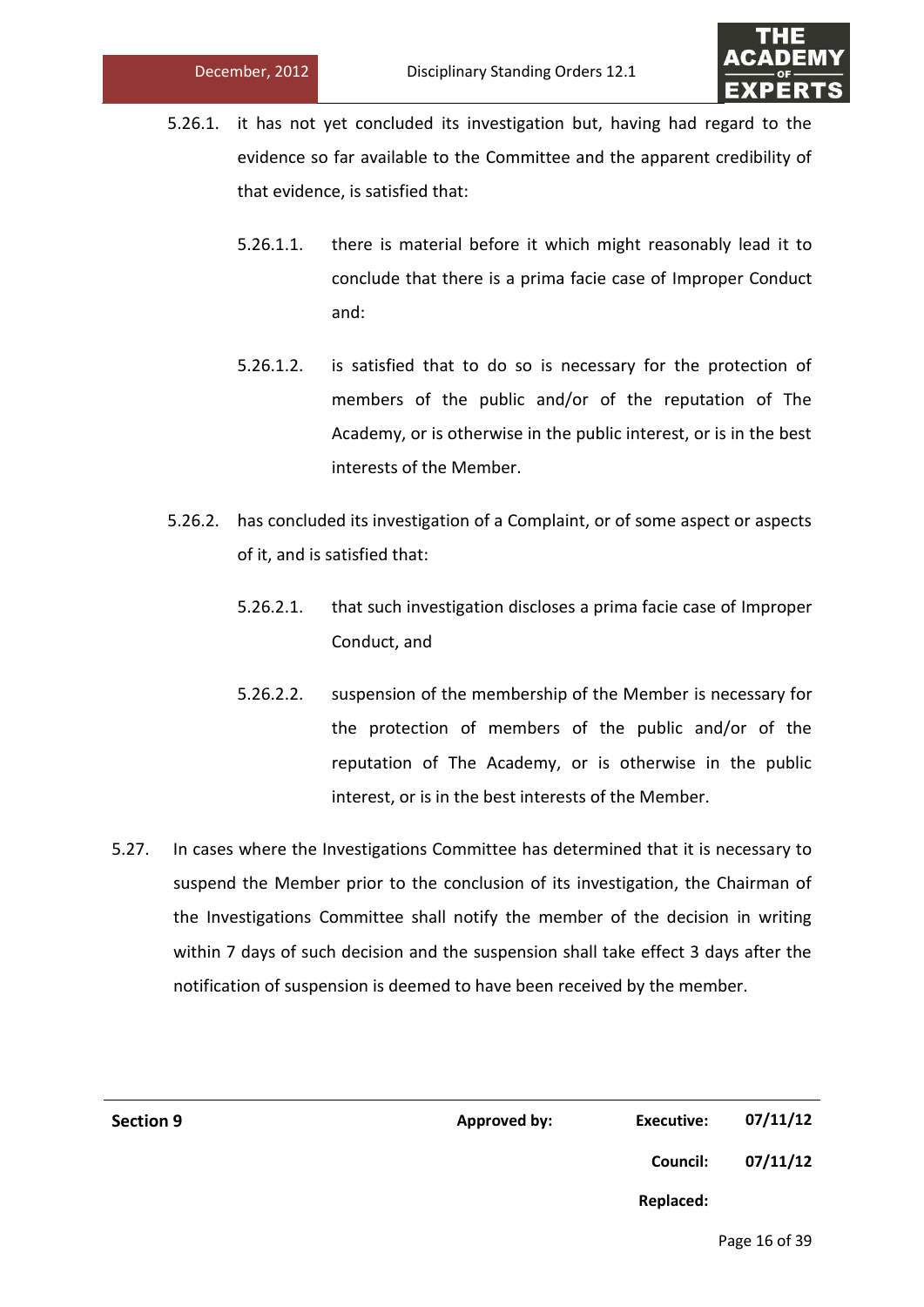5.26.1. it has not yet concluded its investigation but, having had regard to the evidence so far available to the Committee and the apparent credibility of that evidence, is satisfied that:

5.26.1.1. there is material before it which might reasonably lead it to conclude that there is a prima facie case of Improper Conduct and:

5.26.1.2. is satisfied that to do so is necessary for the protection of members of the public and/or of the reputation of The Academy, or is otherwise in the public interest, or is in the best interests of the Member.

5.26.2. has concluded its investigation of a Complaint, or of some aspect or aspects of it, and is satisfied that:

5.26.2.1. that such investigation discloses a prima facie case of Improper Conduct, and

5.26.2.2. suspension of the membership of the Member is necessary for the protection of members of the public and/or of the reputation of The Academy, or is otherwise in the public interest, or is in the best interests of the Member.

5.27. In cases where the Investigations Committee has determined that it is necessary to suspend the Member prior to the conclusion of its investigation, the Chairman of the Investigations Committee shall notify the member of the decision in writing within 7 days of such decision and the suspension shall take effect 3 days after the notification of suspension is deemed to have been received by the member.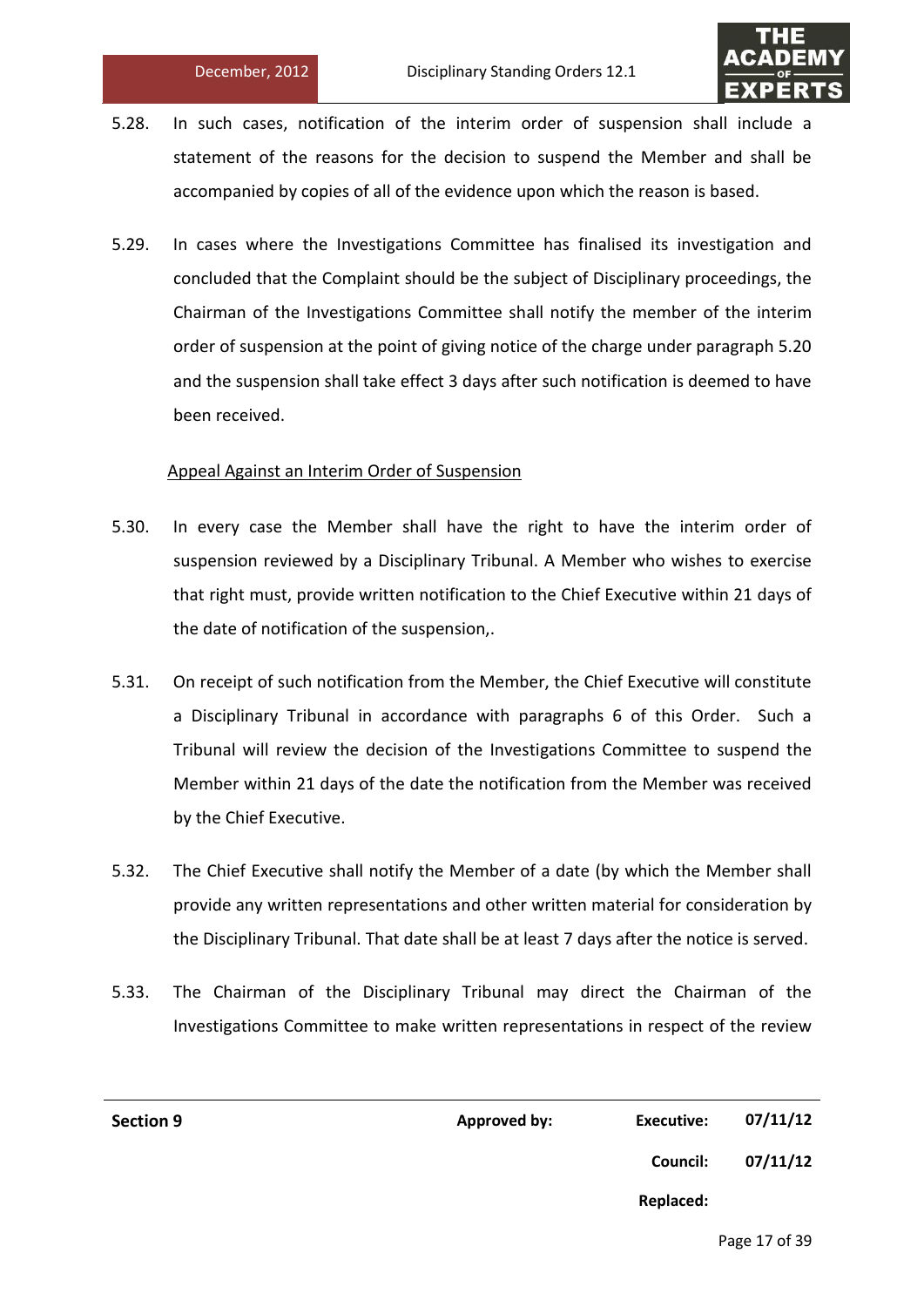5.28. In such cases, notification of the interim order of suspension shall include a statement of the reasons for the decision to suspend the Member and shall be accompanied by copies of all of the evidence upon which the reason is based.

5.29. In cases where the Investigations Committee has finalised its investigation and concluded that the Complaint should be the subject of Disciplinary proceedings, the Chairman of the Investigations Committee shall notify the member of the interim order of suspension at the point of giving notice of the charge under paragraph 5.20 and the suspension shall take effect 3 days after such notification is deemed to have been received.

<u>Appeal Against an Interim Order of Suspension</u>

5.30. In every case the Member shall have the right to have the interim order of suspension reviewed by a Disciplinary Tribunal. A Member who wishes to exercise that right must, provide written notification to the Chief Executive within 21 days of the date of notification of the suspension,.

5.31. On receipt of such notification from the Member, the Chief Executive will constitute a Disciplinary Tribunal in accordance with paragraphs 6 of this Order. Such a Tribunal will review the decision of the Investigations Committee to suspend the Member within 21 days of the date the notification from the Member was received by the Chief Executive.

5.32. The Chief Executive shall notify the Member of a date (by which the Member shall provide any written representations and other written material for consideration by the Disciplinary Tribunal. That date shall be at least 7 days after the notice is served.

5.33. The Chairman of the Disciplinary Tribunal may direct the Chairman of the Investigations Committee to make written representations in respect of the review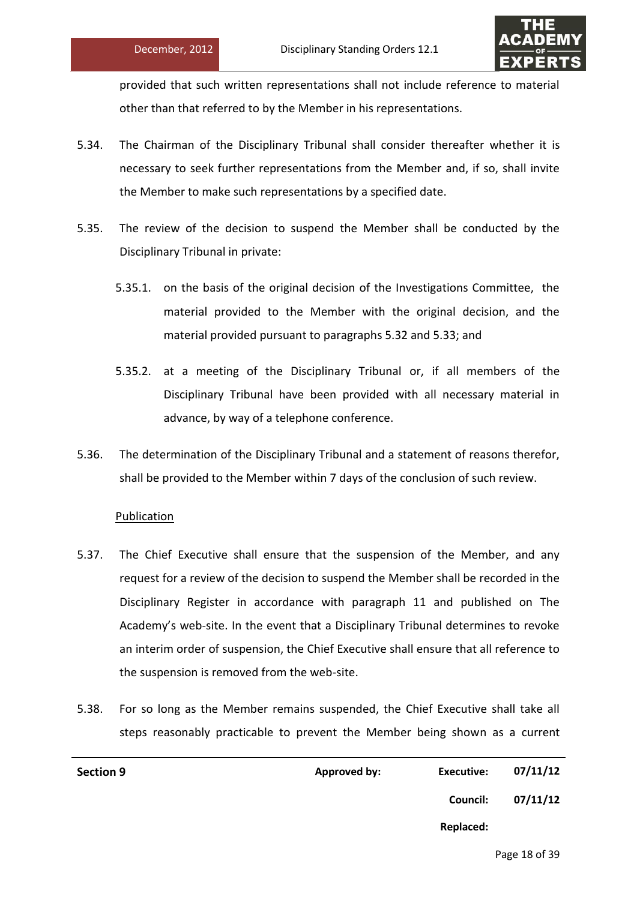provided that such written representations shall not include reference to material other than that referred to by the Member in his representations.

5.34. The Chairman of the Disciplinary Tribunal shall consider thereafter whether it is necessary to seek further representations from the Member and, if so, shall invite the Member to make such representations by a specified date.

5.35. The review of the decision to suspend the Member shall be conducted by the Disciplinary Tribunal in private:

5.35.1. on the basis of the original decision of the Investigations Committee, the material provided to the Member with the original decision, and the material provided pursuant to paragraphs 5.32 and 5.33; and

5.35.2. at a meeting of the Disciplinary Tribunal or, if all members of the Disciplinary Tribunal have been provided with all necessary material in advance, by way of a telephone conference.

5.36. The determination of the Disciplinary Tribunal and a statement of reasons therefor, shall be provided to the Member within 7 days of the conclusion of such review.

Publication

5.37. The Chief Executive shall ensure that the suspension of the Member, and any request for a review of the decision to suspend the Member shall be recorded in the Disciplinary Register in accordance with paragraph 11 and published on The Academy's web-site. In the event that a Disciplinary Tribunal determines to revoke an interim order of suspension, the Chief Executive shall ensure that all reference to the suspension is removed from the web-site.

5.38. For so long as the Member remains suspended, the Chief Executive shall take all steps reasonably practicable to prevent the Member being shown as a current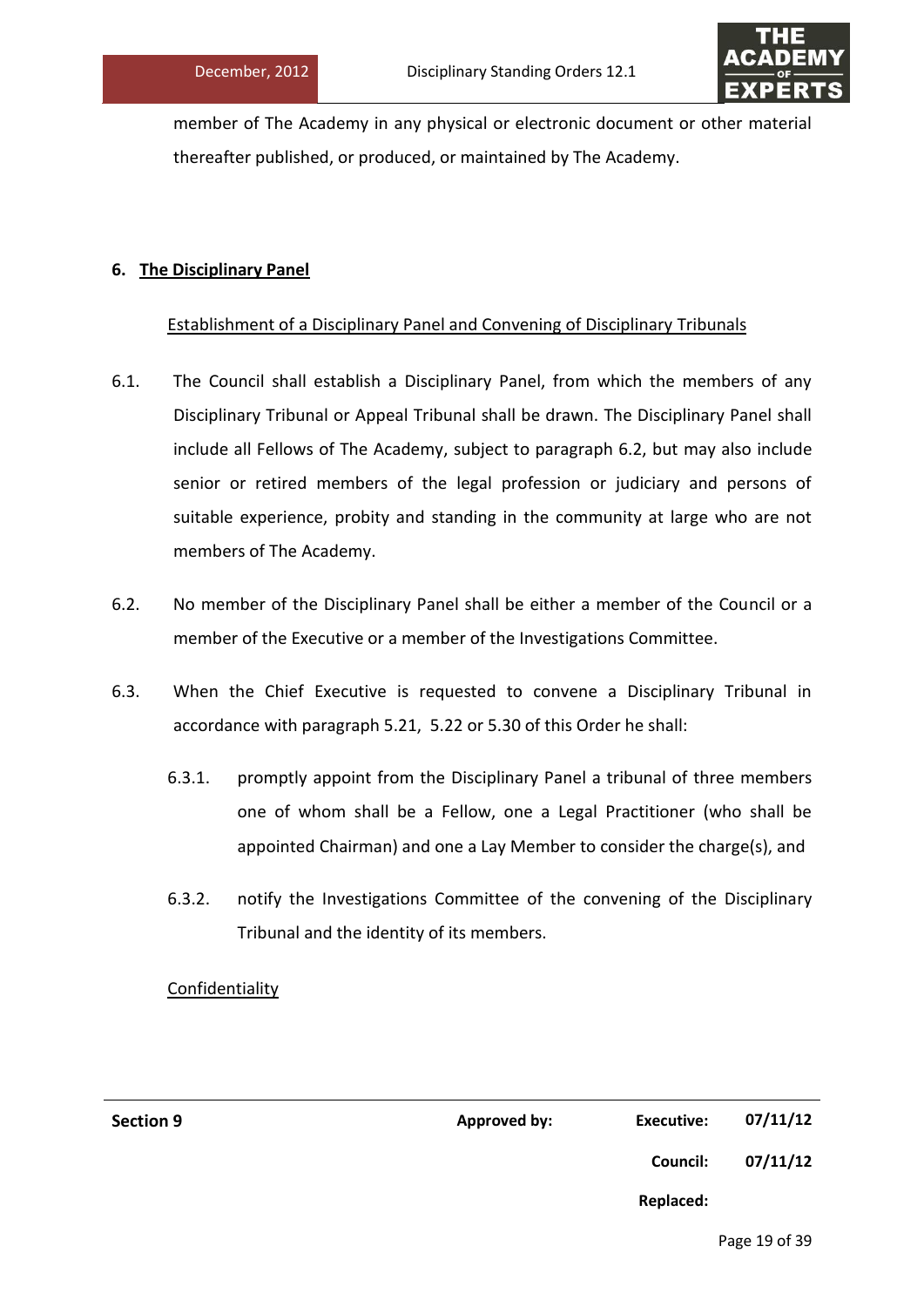member of The Academy in any physical or electronic document or other material thereafter published, or produced, or maintained by The Academy.

## 6. The Disciplinary Panel

### Establishment of a Disciplinary Panel and Convening of Disciplinary Tribunals

6.1. The Council shall establish a Disciplinary Panel, from which the members of any Disciplinary Tribunal or Appeal Tribunal shall be drawn. The Disciplinary Panel shall include all Fellows of The Academy, subject to paragraph 6.2, but may also include senior or retired members of the legal profession or judiciary and persons of suitable experience, probity and standing in the community at large who are not members of The Academy.

6.2. No member of the Disciplinary Panel shall be either a member of the Council or a member of the Executive or a member of the Investigations Committee.

6.3. When the Chief Executive is requested to convene a Disciplinary Tribunal in accordance with paragraph 5.21, 5.22 or 5.30 of this Order he shall:

6.3.1. promptly appoint from the Disciplinary Panel a tribunal of three members one of whom shall be a Fellow, one a Legal Practitioner (who shall be appointed Chairman) and one a Lay Member to consider the charge(s), and

6.3.2. notify the Investigations Committee of the convening of the Disciplinary Tribunal and the identity of its members.

### Confidentiality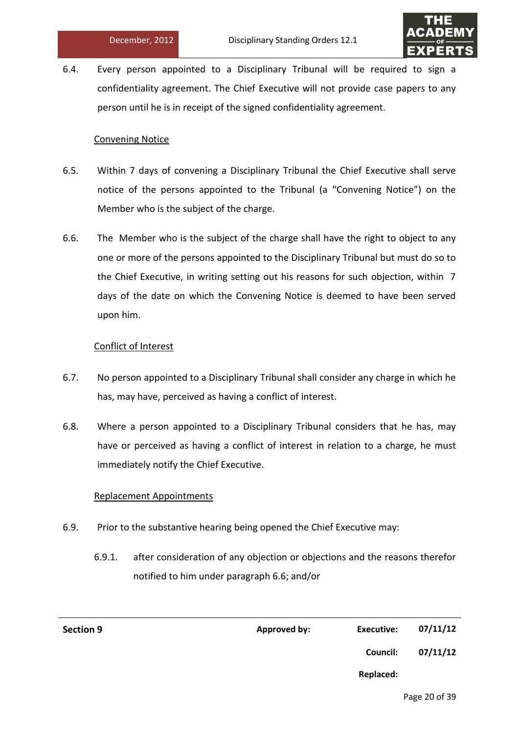6.4. Every person appointed to a Disciplinary Tribunal will be required to sign a confidentiality agreement. The Chief Executive will not provide case papers to any person until he is in receipt of the signed confidentiality agreement.

Convening Notice

6.5. Within 7 days of convening a Disciplinary Tribunal the Chief Executive shall serve notice of the persons appointed to the Tribunal (a "Convening Notice") on the Member who is the subject of the charge.

6.6. The Member who is the subject of the charge shall have the right to object to any one or more of the persons appointed to the Disciplinary Tribunal but must do so to the Chief Executive, in writing setting out his reasons for such objection, within 7 days of the date on which the Convening Notice is deemed to have been served upon him.

Conflict of Interest

6.7. No person appointed to a Disciplinary Tribunal shall consider any charge in which he has, may have, perceived as having a conflict of interest.

6.8. Where a person appointed to a Disciplinary Tribunal considers that he has, may have or perceived as having a conflict of interest in relation to a charge, he must immediately notify the Chief Executive.

Replacement Appointments

6.9. Prior to the substantive hearing being opened the Chief Executive may:

6.9.1. after consideration of any objection or objections and the reasons therefor notified to him under paragraph 6.6; and/or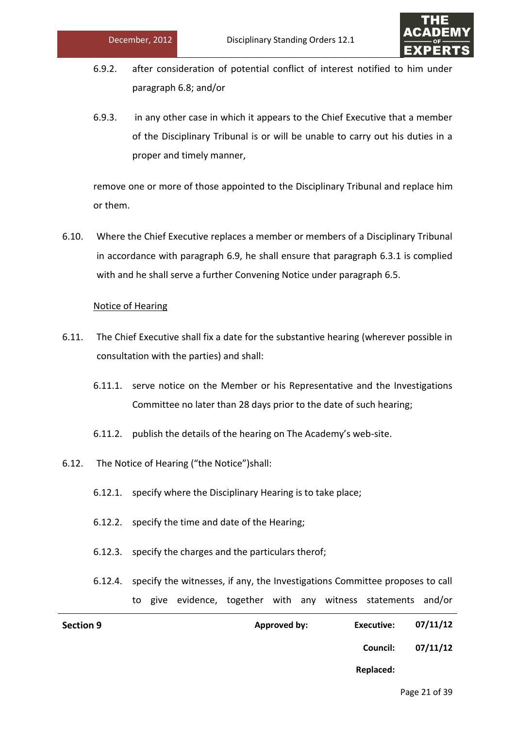6.9.2. after consideration of potential conflict of interest notified to him under paragraph 6.8; and/or

6.9.3. in any other case in which it appears to the Chief Executive that a member of the Disciplinary Tribunal is or will be unable to carry out his duties in a proper and timely manner,

remove one or more of those appointed to the Disciplinary Tribunal and replace him or them.

6.10. Where the Chief Executive replaces a member or members of a Disciplinary Tribunal in accordance with paragraph 6.9, he shall ensure that paragraph 6.3.1 is complied with and he shall serve a further Convening Notice under paragraph 6.5.

<u>Notice of Hearing</u>

6.11. The Chief Executive shall fix a date for the substantive hearing (wherever possible in consultation with the parties) and shall:

6.11.1. serve notice on the Member or his Representative and the Investigations Committee no later than 28 days prior to the date of such hearing;

6.11.2. publish the details of the hearing on The Academy's web-site.

6.12. The Notice of Hearing ("the Notice")shall:

6.12.1. specify where the Disciplinary Hearing is to take place;

6.12.2. specify the time and date of the Hearing;

6.12.3. specify the charges and the particulars therof;

6.12.4. specify the witnesses, if any, the Investigations Committee proposes to call to give evidence, together with any witness statements and/or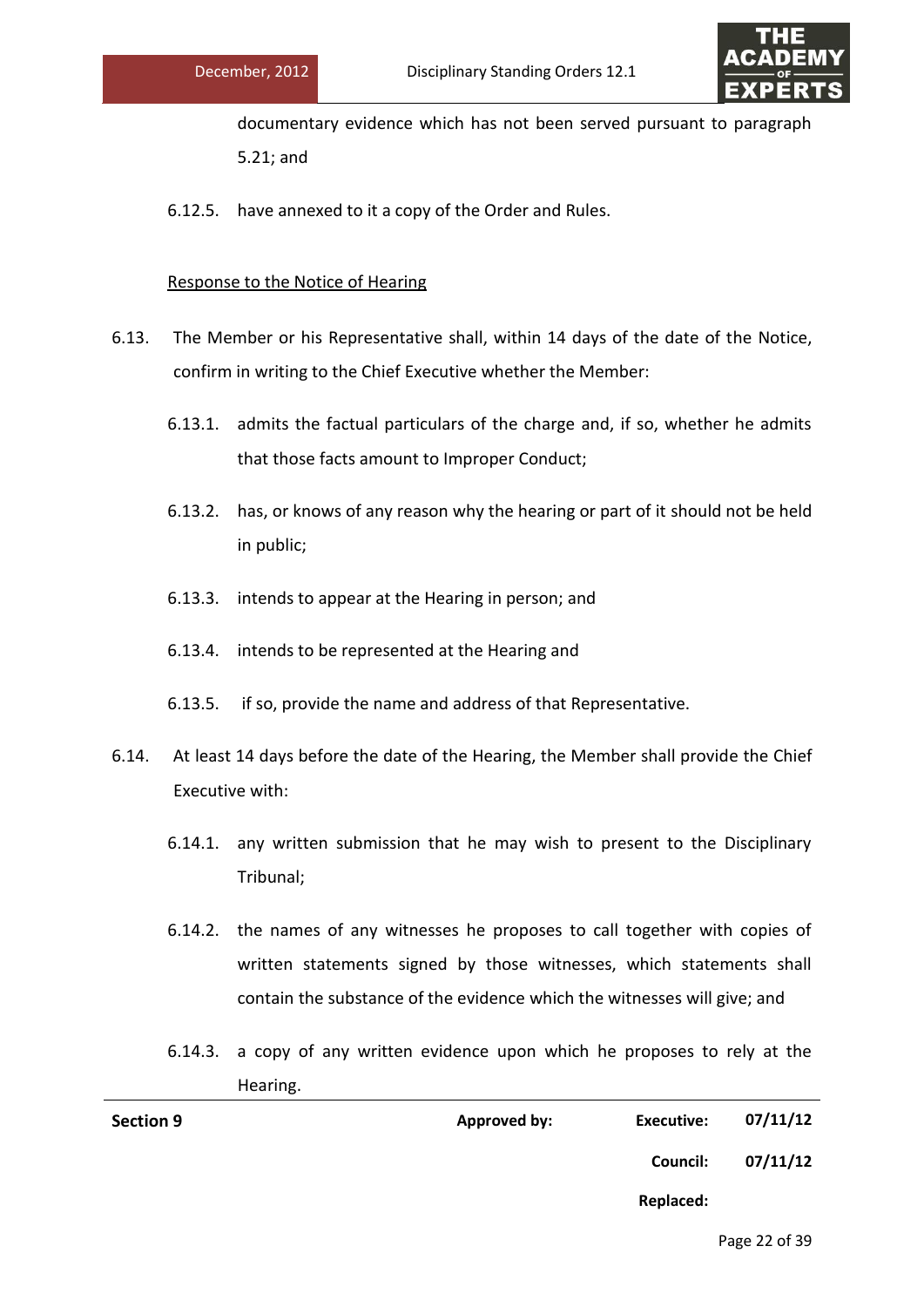documentary evidence which has not been served pursuant to paragraph 5.21; and

6.12.5. have annexed to it a copy of the Order and Rules.

<u>Response to the Notice of Hearing</u>

6.13. The Member or his Representative shall, within 14 days of the date of the Notice, confirm in writing to the Chief Executive whether the Member:

6.13.1. admits the factual particulars of the charge and, if so, whether he admits that those facts amount to Improper Conduct;

6.13.2. has, or knows of any reason why the hearing or part of it should not be held in public;

6.13.3. intends to appear at the Hearing in person; and

6.13.4. intends to be represented at the Hearing and

6.13.5. if so, provide the name and address of that Representative.

6.14. At least 14 days before the date of the Hearing, the Member shall provide the Chief Executive with:

6.14.1. any written submission that he may wish to present to the Disciplinary Tribunal;

6.14.2. the names of any witnesses he proposes to call together with copies of written statements signed by those witnesses, which statements shall contain the substance of the evidence which the witnesses will give; and

6.14.3. a copy of any written evidence upon which he proposes to rely at the Hearing.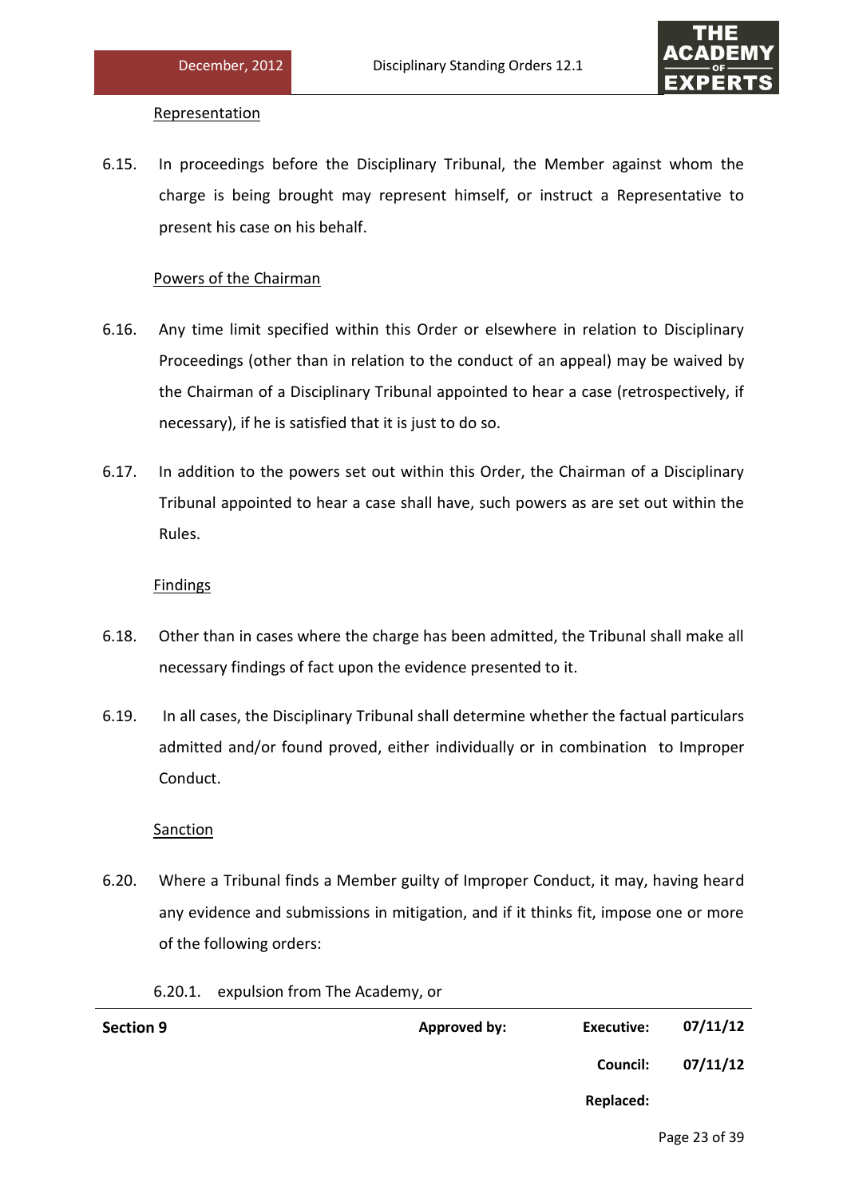Representation

6.15. In proceedings before the Disciplinary Tribunal, the Member against whom the charge is being brought may represent himself, or instruct a Representative to present his case on his behalf.

Powers of the Chairman

6.16. Any time limit specified within this Order or elsewhere in relation to Disciplinary Proceedings (other than in relation to the conduct of an appeal) may be waived by the Chairman of a Disciplinary Tribunal appointed to hear a case (retrospectively, if necessary), if he is satisfied that it is just to do so.

6.17. In addition to the powers set out within this Order, the Chairman of a Disciplinary Tribunal appointed to hear a case shall have, such powers as are set out within the Rules.

Findings

6.18. Other than in cases where the charge has been admitted, the Tribunal shall make all necessary findings of fact upon the evidence presented to it.

6.19. In all cases, the Disciplinary Tribunal shall determine whether the factual particulars admitted and/or found proved, either individually or in combination to Improper Conduct.

Sanction

6.20. Where a Tribunal finds a Member guilty of Improper Conduct, it may, having heard any evidence and submissions in mitigation, and if it thinks fit, impose one or more of the following orders:

6.20.1. expulsion from The Academy, or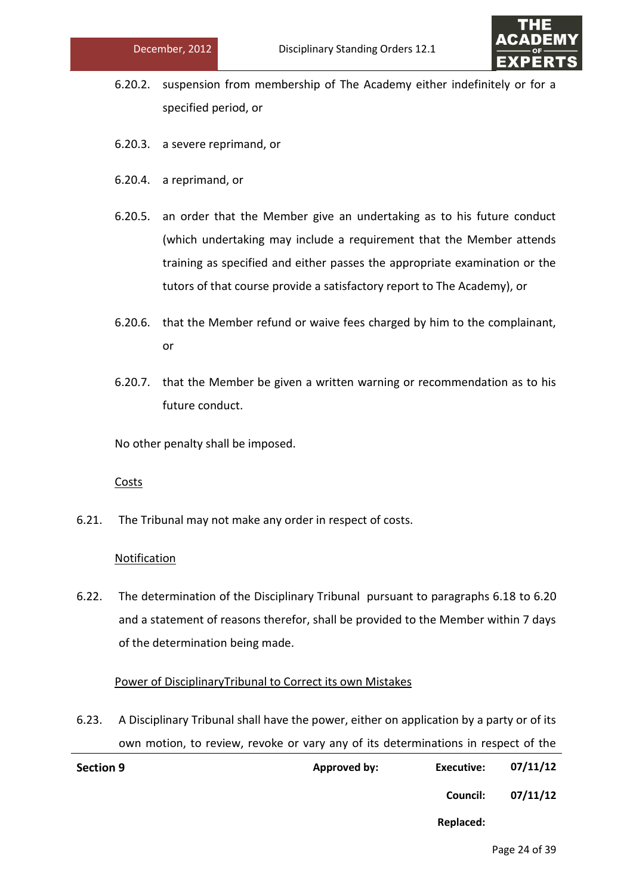6.20.2. suspension from membership of The Academy either indefinitely or for a specified period, or

6.20.3. a severe reprimand, or

6.20.4. a reprimand, or

6.20.5. an order that the Member give an undertaking as to his future conduct (which undertaking may include a requirement that the Member attends training as specified and either passes the appropriate examination or the tutors of that course provide a satisfactory report to The Academy), or

6.20.6. that the Member refund or waive fees charged by him to the complainant, or

6.20.7. that the Member be given a written warning or recommendation as to his future conduct.

No other penalty shall be imposed.

<u>Costs</u>

6.21. The Tribunal may not make any order in respect of costs.

<u>Notification</u>

6.22. The determination of the Disciplinary Tribunal pursuant to paragraphs 6.18 to 6.20 and a statement of reasons therefor, shall be provided to the Member within 7 days of the determination being made.

<u>Power of DisciplinaryTribunal to Correct its own Mistakes</u>

6.23. A Disciplinary Tribunal shall have the power, either on application by a party or of its own motion, to review, revoke or vary any of its determinations in respect of the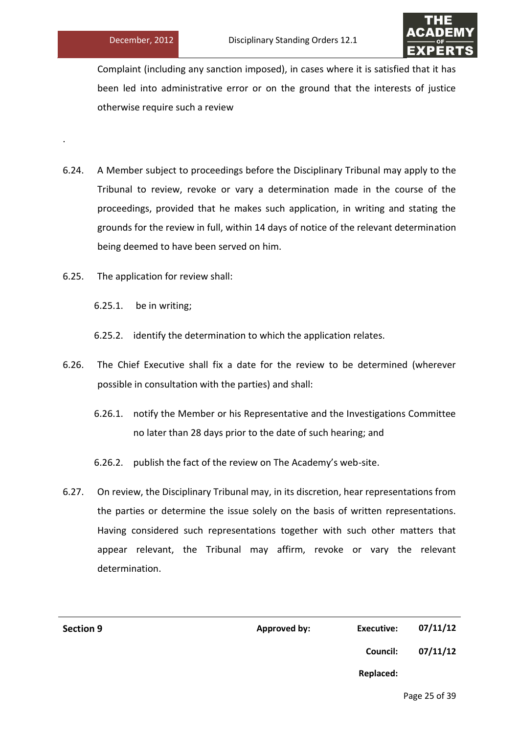Complaint (including any sanction imposed), in cases where it is satisfied that it has been led into administrative error or on the ground that the interests of justice otherwise require such a review

.

6.24. A Member subject to proceedings before the Disciplinary Tribunal may apply to the Tribunal to review, revoke or vary a determination made in the course of the proceedings, provided that he makes such application, in writing and stating the grounds for the review in full, within 14 days of notice of the relevant determination being deemed to have been served on him.

6.25. The application for review shall:

- 6.25.1. be in writing;
- 6.25.2. identify the determination to which the application relates.

6.26. The Chief Executive shall fix a date for the review to be determined (wherever possible in consultation with the parties) and shall:

- 6.26.1. notify the Member or his Representative and the Investigations Committee no later than 28 days prior to the date of such hearing; and
- 6.26.2. publish the fact of the review on The Academy's web-site.

6.27. On review, the Disciplinary Tribunal may, in its discretion, hear representations from the parties or determine the issue solely on the basis of written representations. Having considered such representations together with such other matters that appear relevant, the Tribunal may affirm, revoke or vary the relevant determination.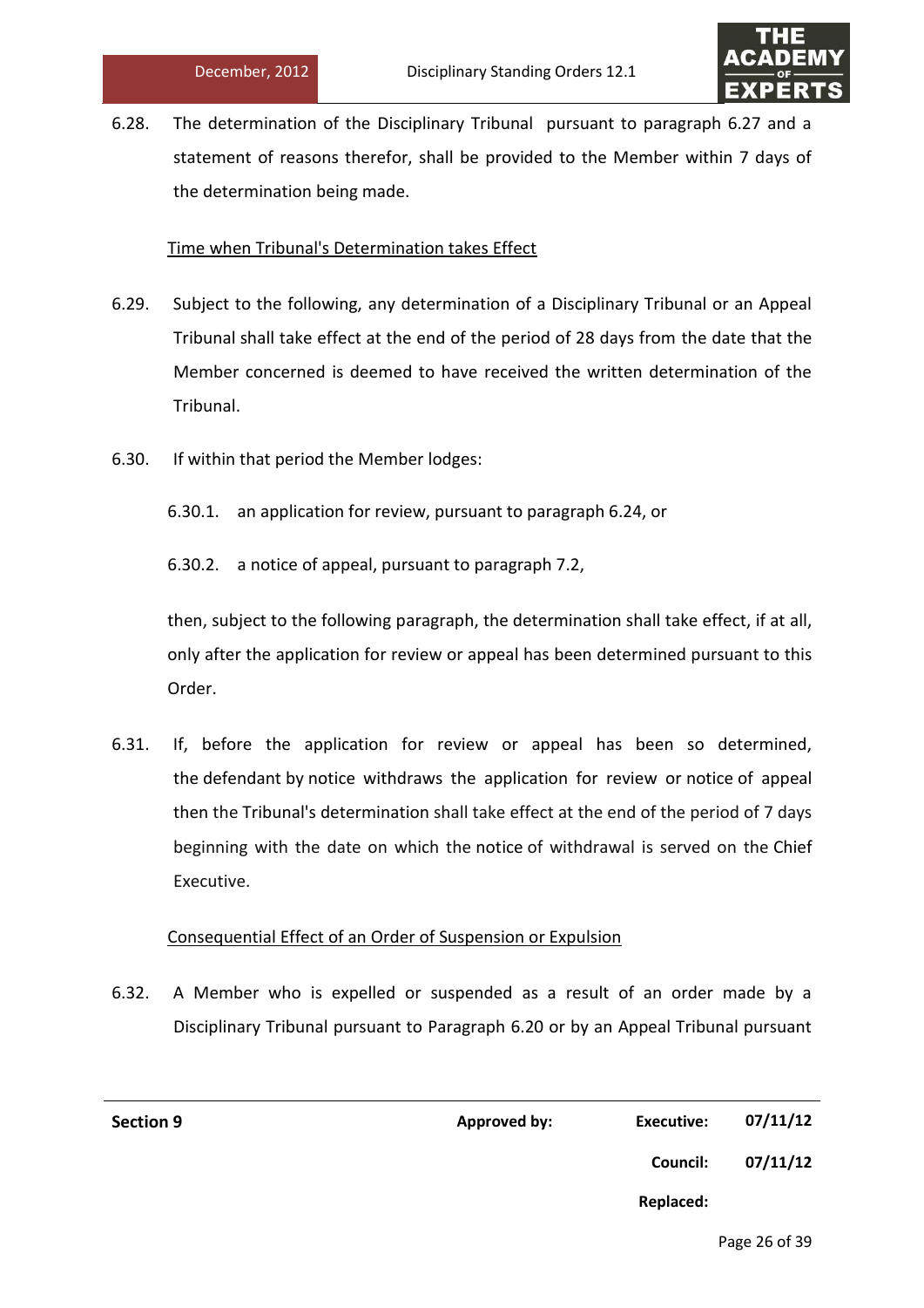6.28. The determination of the Disciplinary Tribunal pursuant to paragraph 6.27 and a statement of reasons therefor, shall be provided to the Member within 7 days of the determination being made.

<u>Time when Tribunal's Determination takes Effect</u>

6.29. Subject to the following, any determination of a Disciplinary Tribunal or an Appeal Tribunal shall take effect at the end of the period of 28 days from the date that the Member concerned is deemed to have received the written determination of the Tribunal.

6.30. If within that period the Member lodges:

6.30.1. an application for review, pursuant to paragraph 6.24, or

6.30.2. a notice of appeal, pursuant to paragraph 7.2,

then, subject to the following paragraph, the determination shall take effect, if at all, only after the application for review or appeal has been determined pursuant to this Order.

6.31. If, before the application for review or appeal has been so determined, the defendant by notice withdraws the application for review or notice of appeal then the Tribunal's determination shall take effect at the end of the period of 7 days beginning with the date on which the notice of withdrawal is served on the Chief Executive.

<u>Consequential Effect of an Order of Suspension or Expulsion</u>

6.32. A Member who is expelled or suspended as a result of an order made by a Disciplinary Tribunal pursuant to Paragraph 6.20 or by an Appeal Tribunal pursuant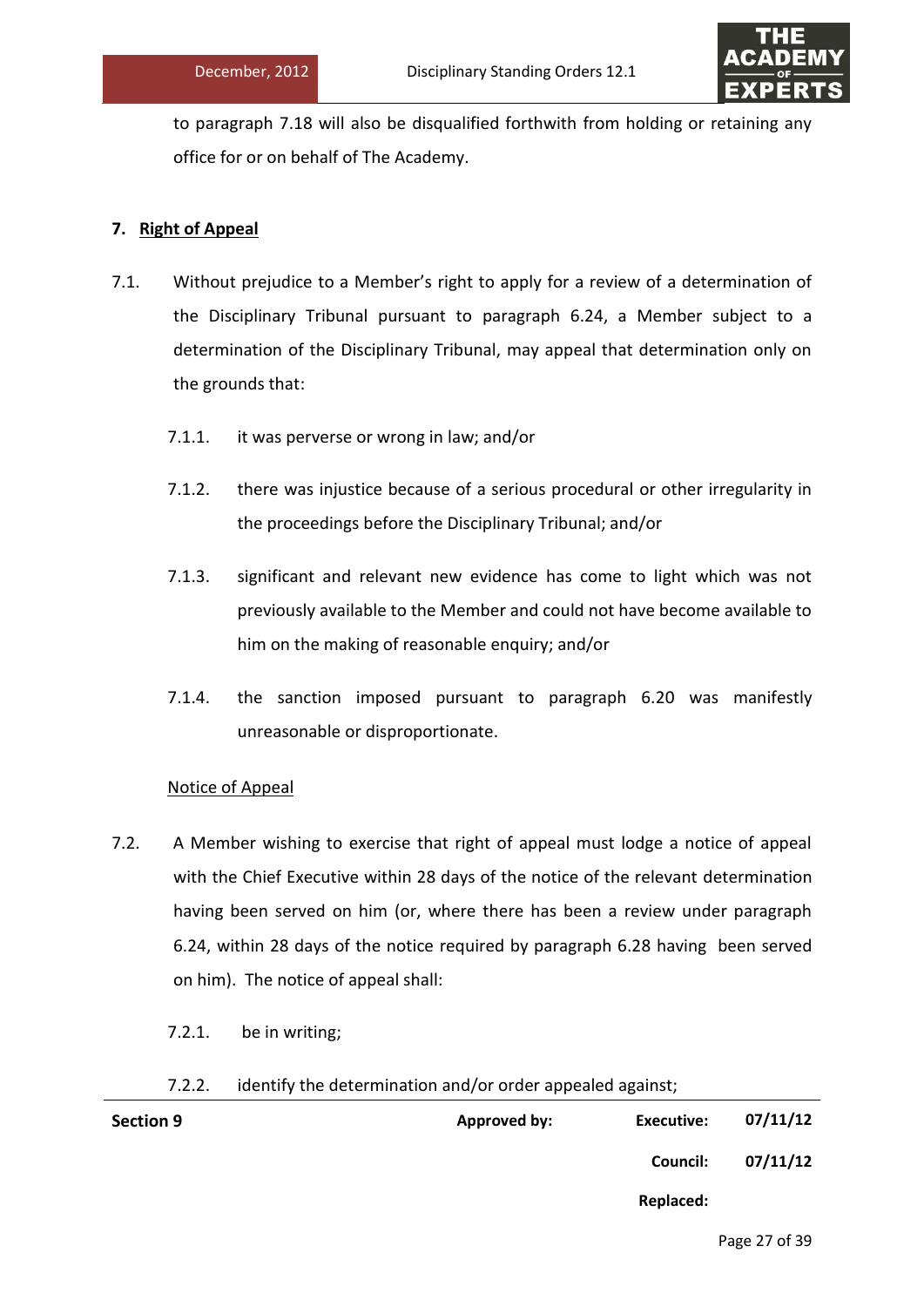to paragraph 7.18 will also be disqualified forthwith from holding or retaining any office for or on behalf of The Academy.

## 7. Right of Appeal

7.1. Without prejudice to a Member's right to apply for a review of a determination of the Disciplinary Tribunal pursuant to paragraph 6.24, a Member subject to a determination of the Disciplinary Tribunal, may appeal that determination only on the grounds that:

7.1.1. it was perverse or wrong in law; and/or

7.1.2. there was injustice because of a serious procedural or other irregularity in the proceedings before the Disciplinary Tribunal; and/or

7.1.3. significant and relevant new evidence has come to light which was not previously available to the Member and could not have become available to him on the making of reasonable enquiry; and/or

7.1.4. the sanction imposed pursuant to paragraph 6.20 was manifestly unreasonable or disproportionate.

Notice of Appeal

7.2. A Member wishing to exercise that right of appeal must lodge a notice of appeal with the Chief Executive within 28 days of the notice of the relevant determination having been served on him (or, where there has been a review under paragraph 6.24, within 28 days of the notice required by paragraph 6.28 having been served on him). The notice of appeal shall:

7.2.1. be in writing;

7.2.2. identify the determination and/or order appealed against;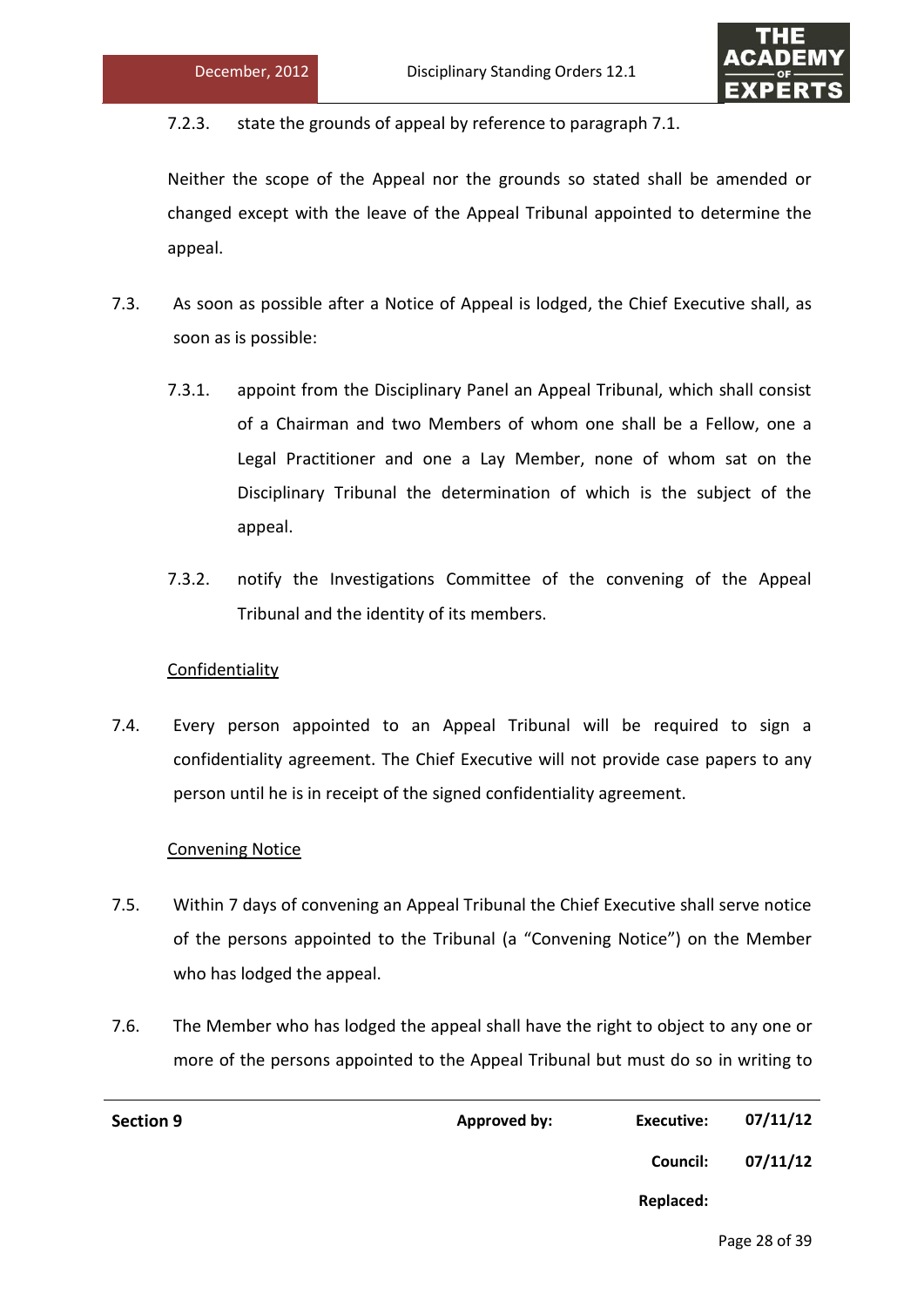7.2.3. state the grounds of appeal by reference to paragraph 7.1.

Neither the scope of the Appeal nor the grounds so stated shall be amended or changed except with the leave of the Appeal Tribunal appointed to determine the appeal.

7.3. As soon as possible after a Notice of Appeal is lodged, the Chief Executive shall, as soon as is possible:

7.3.1. appoint from the Disciplinary Panel an Appeal Tribunal, which shall consist of a Chairman and two Members of whom one shall be a Fellow, one a Legal Practitioner and one a Lay Member, none of whom sat on the Disciplinary Tribunal the determination of which is the subject of the appeal.

7.3.2. notify the Investigations Committee of the convening of the Appeal Tribunal and the identity of its members.

<u>Confidentiality</u>

7.4. Every person appointed to an Appeal Tribunal will be required to sign a confidentiality agreement. The Chief Executive will not provide case papers to any person until he is in receipt of the signed confidentiality agreement.

<u>Convening Notice</u>

7.5. Within 7 days of convening an Appeal Tribunal the Chief Executive shall serve notice of the persons appointed to the Tribunal (a "Convening Notice") on the Member who has lodged the appeal.

7.6. The Member who has lodged the appeal shall have the right to object to any one or more of the persons appointed to the Appeal Tribunal but must do so in writing to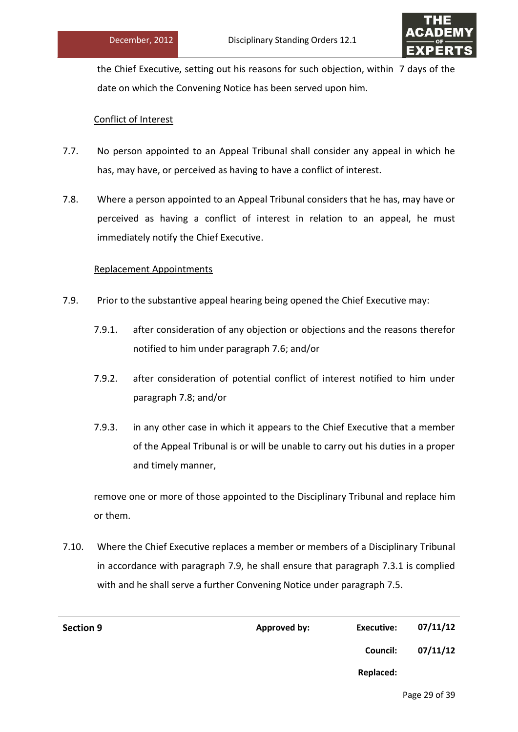the Chief Executive, setting out his reasons for such objection, within 7 days of the date on which the Convening Notice has been served upon him.

Conflict of Interest

7.7. No person appointed to an Appeal Tribunal shall consider any appeal in which he has, may have, or perceived as having to have a conflict of interest.

7.8. Where a person appointed to an Appeal Tribunal considers that he has, may have or perceived as having a conflict of interest in relation to an appeal, he must immediately notify the Chief Executive.

Replacement Appointments

7.9. Prior to the substantive appeal hearing being opened the Chief Executive may:

7.9.1. after consideration of any objection or objections and the reasons therefor notified to him under paragraph 7.6; and/or

7.9.2. after consideration of potential conflict of interest notified to him under paragraph 7.8; and/or

7.9.3. in any other case in which it appears to the Chief Executive that a member of the Appeal Tribunal is or will be unable to carry out his duties in a proper and timely manner,

remove one or more of those appointed to the Disciplinary Tribunal and replace him or them.

7.10. Where the Chief Executive replaces a member or members of a Disciplinary Tribunal in accordance with paragraph 7.9, he shall ensure that paragraph 7.3.1 is complied with and he shall serve a further Convening Notice under paragraph 7.5.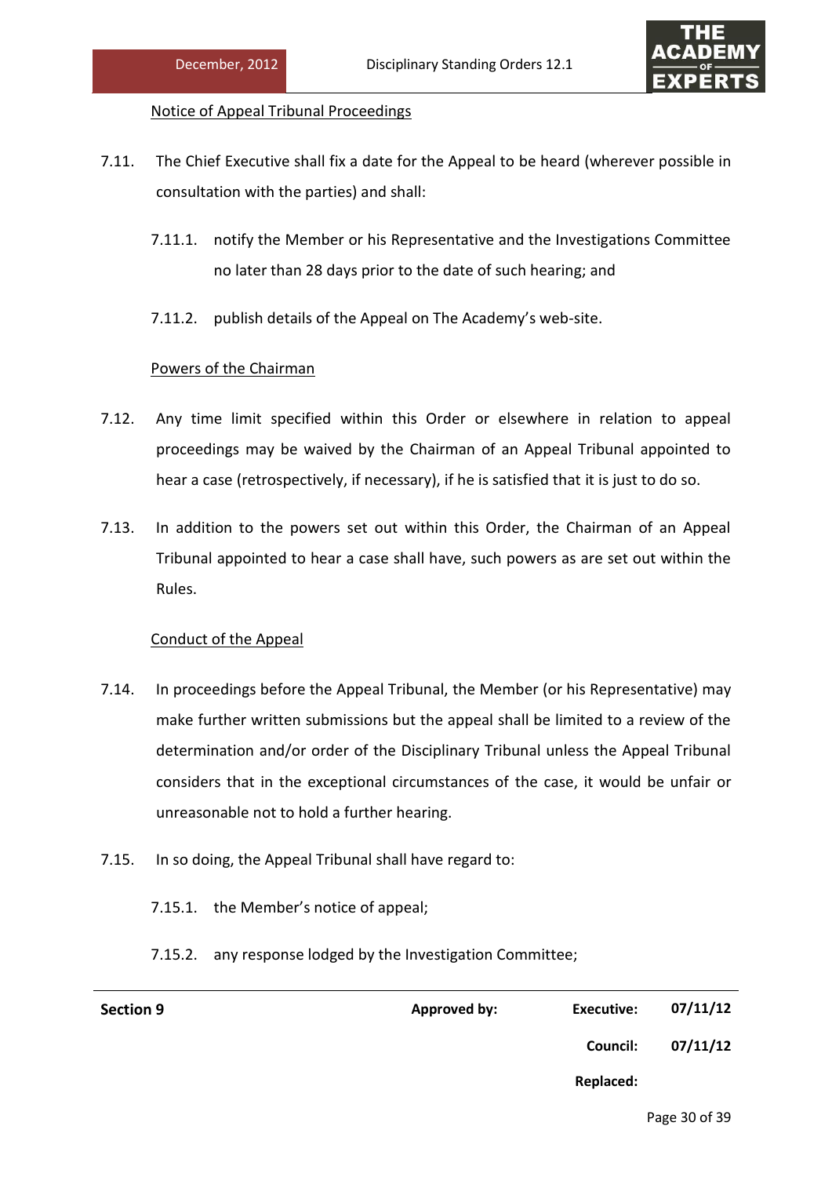Notice of Appeal Tribunal Proceedings

7.11. The Chief Executive shall fix a date for the Appeal to be heard (wherever possible in consultation with the parties) and shall:

7.11.1. notify the Member or his Representative and the Investigations Committee no later than 28 days prior to the date of such hearing; and

7.11.2. publish details of the Appeal on The Academy's web-site.

Powers of the Chairman

7.12. Any time limit specified within this Order or elsewhere in relation to appeal proceedings may be waived by the Chairman of an Appeal Tribunal appointed to hear a case (retrospectively, if necessary), if he is satisfied that it is just to do so.

7.13. In addition to the powers set out within this Order, the Chairman of an Appeal Tribunal appointed to hear a case shall have, such powers as are set out within the Rules.

Conduct of the Appeal

7.14. In proceedings before the Appeal Tribunal, the Member (or his Representative) may make further written submissions but the appeal shall be limited to a review of the determination and/or order of the Disciplinary Tribunal unless the Appeal Tribunal considers that in the exceptional circumstances of the case, it would be unfair or unreasonable not to hold a further hearing.

7.15. In so doing, the Appeal Tribunal shall have regard to:

7.15.1. the Member's notice of appeal;

7.15.2. any response lodged by the Investigation Committee;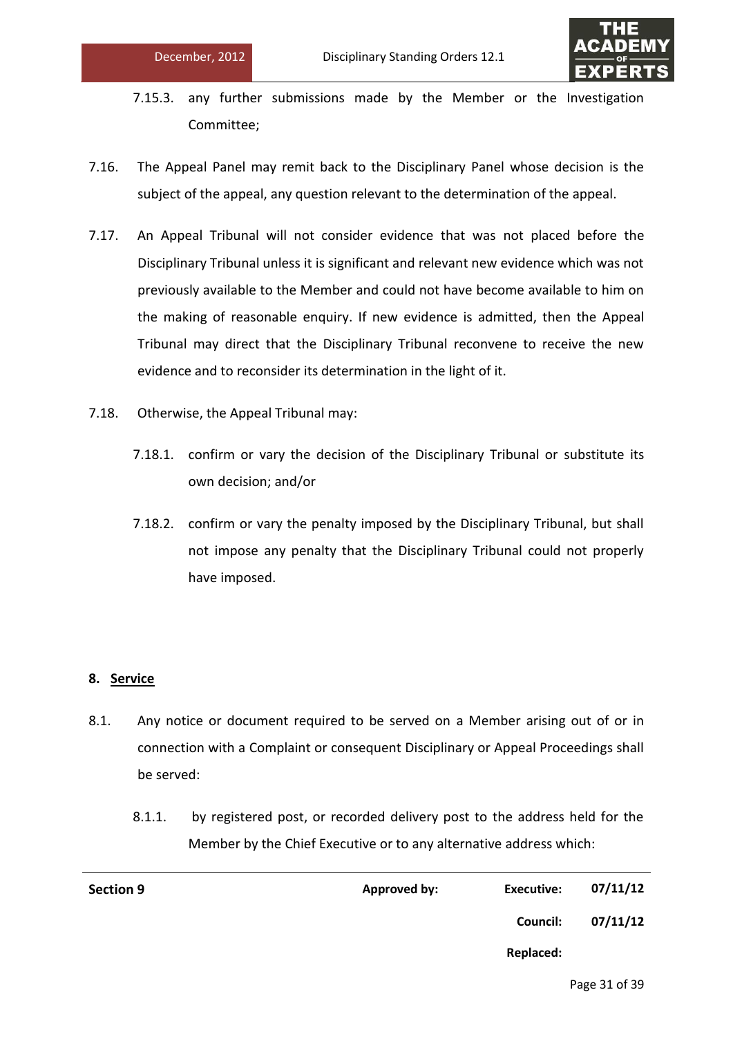7.15.3. any further submissions made by the Member or the Investigation Committee;

7.16. The Appeal Panel may remit back to the Disciplinary Panel whose decision is the subject of the appeal, any question relevant to the determination of the appeal.

7.17. An Appeal Tribunal will not consider evidence that was not placed before the Disciplinary Tribunal unless it is significant and relevant new evidence which was not previously available to the Member and could not have become available to him on the making of reasonable enquiry. If new evidence is admitted, then the Appeal Tribunal may direct that the Disciplinary Tribunal reconvene to receive the new evidence and to reconsider its determination in the light of it.

7.18. Otherwise, the Appeal Tribunal may:

7.18.1. confirm or vary the decision of the Disciplinary Tribunal or substitute its own decision; and/or

7.18.2. confirm or vary the penalty imposed by the Disciplinary Tribunal, but shall not impose any penalty that the Disciplinary Tribunal could not properly have imposed.

## 8. Service

8.1. Any notice or document required to be served on a Member arising out of or in connection with a Complaint or consequent Disciplinary or Appeal Proceedings shall be served:

8.1.1. by registered post, or recorded delivery post to the address held for the Member by the Chief Executive or to any alternative address which: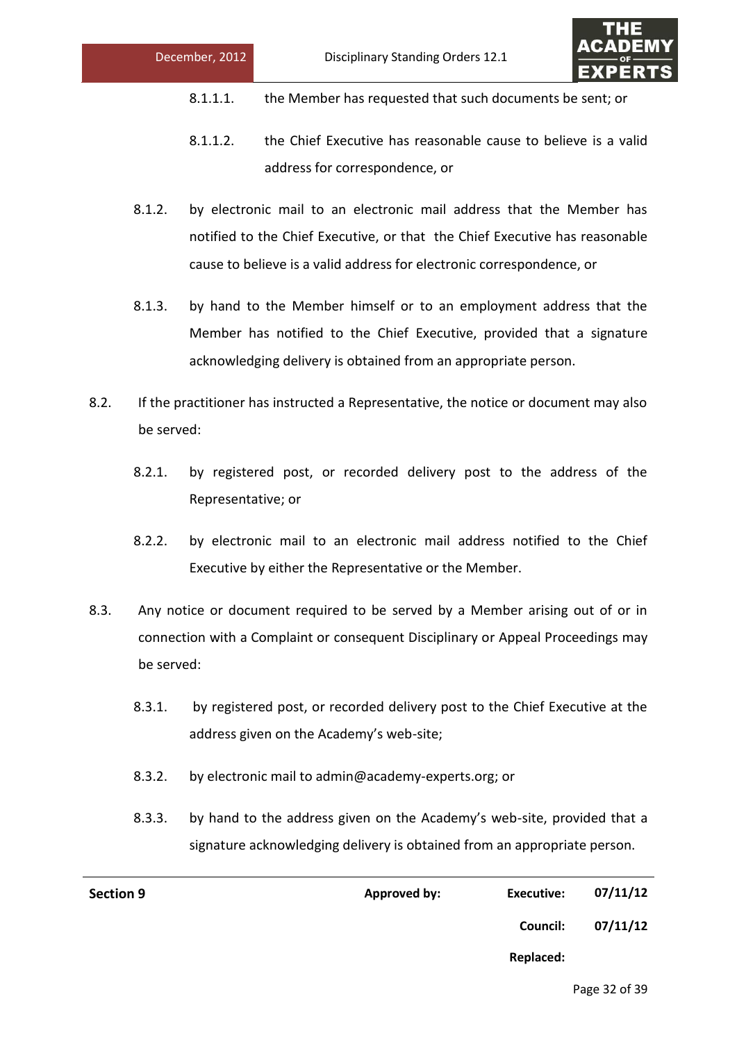8.1.1.1. the Member has requested that such documents be sent; or

8.1.1.2. the Chief Executive has reasonable cause to believe is a valid address for correspondence, or

8.1.2. by electronic mail to an electronic mail address that the Member has notified to the Chief Executive, or that the Chief Executive has reasonable cause to believe is a valid address for electronic correspondence, or

8.1.3. by hand to the Member himself or to an employment address that the Member has notified to the Chief Executive, provided that a signature acknowledging delivery is obtained from an appropriate person.

8.2. If the practitioner has instructed a Representative, the notice or document may also be served:

8.2.1. by registered post, or recorded delivery post to the address of the Representative; or

8.2.2. by electronic mail to an electronic mail address notified to the Chief Executive by either the Representative or the Member.

8.3. Any notice or document required to be served by a Member arising out of or in connection with a Complaint or consequent Disciplinary or Appeal Proceedings may be served:

8.3.1. by registered post, or recorded delivery post to the Chief Executive at the address given on the Academy's web-site;

8.3.2. by electronic mail to admin@academy-experts.org; or

8.3.3. by hand to the address given on the Academy's web-site, provided that a signature acknowledging delivery is obtained from an appropriate person.

| **Section 9** | **Approved by:** | **Executive:** | **07/11/12** |
|---|---|---|---|
| | | **Council:** | **07/11/12** |
| | | **Replaced:** | |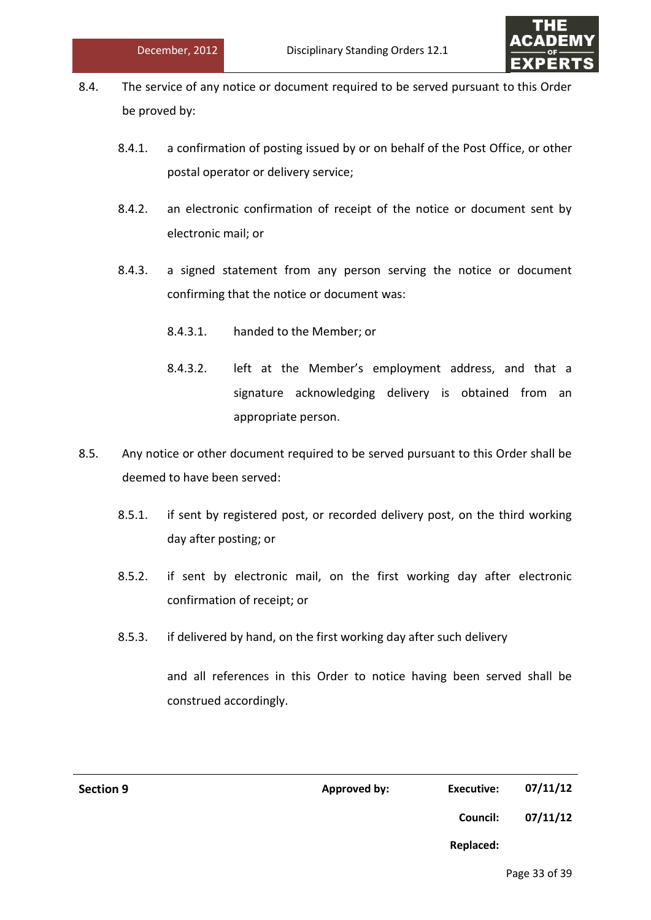8.4. The service of any notice or document required to be served pursuant to this Order be proved by:

8.4.1. a confirmation of posting issued by or on behalf of the Post Office, or other postal operator or delivery service;

8.4.2. an electronic confirmation of receipt of the notice or document sent by electronic mail; or

8.4.3. a signed statement from any person serving the notice or document confirming that the notice or document was:

8.4.3.1. handed to the Member; or

8.4.3.2. left at the Member's employment address, and that a signature acknowledging delivery is obtained from an appropriate person.

8.5. Any notice or other document required to be served pursuant to this Order shall be deemed to have been served:

8.5.1. if sent by registered post, or recorded delivery post, on the third working day after posting; or

8.5.2. if sent by electronic mail, on the first working day after electronic confirmation of receipt; or

8.5.3. if delivered by hand, on the first working day after such delivery

and all references in this Order to notice having been served shall be construed accordingly.

| **Section 9** | **Approved by:** | **Executive:** | **07/11/12** |
|---|---|---|---|
| | | **Council:** | **07/11/12** |
| | | **Replaced:** | |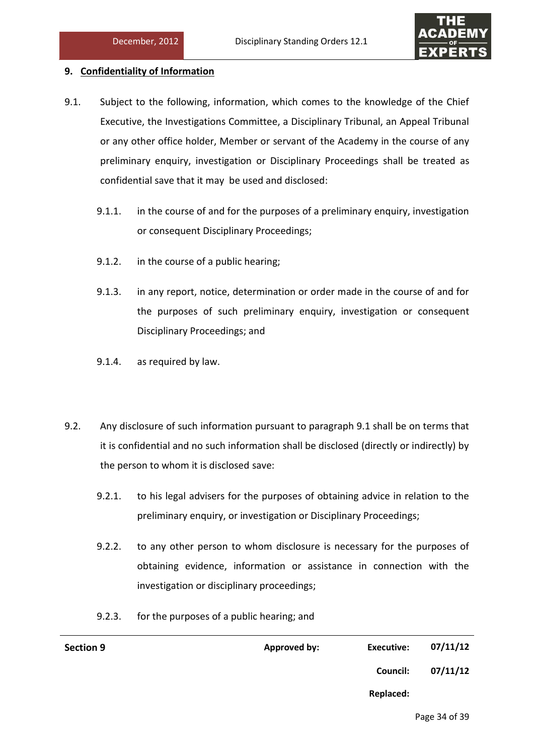## 9. Confidentiality of Information

9.1. Subject to the following, information, which comes to the knowledge of the Chief Executive, the Investigations Committee, a Disciplinary Tribunal, an Appeal Tribunal or any other office holder, Member or servant of the Academy in the course of any preliminary enquiry, investigation or Disciplinary Proceedings shall be treated as confidential save that it may be used and disclosed:

9.1.1. in the course of and for the purposes of a preliminary enquiry, investigation or consequent Disciplinary Proceedings;

9.1.2. in the course of a public hearing;

9.1.3. in any report, notice, determination or order made in the course of and for the purposes of such preliminary enquiry, investigation or consequent Disciplinary Proceedings; and

9.1.4. as required by law.

9.2. Any disclosure of such information pursuant to paragraph 9.1 shall be on terms that it is confidential and no such information shall be disclosed (directly or indirectly) by the person to whom it is disclosed save:

9.2.1. to his legal advisers for the purposes of obtaining advice in relation to the preliminary enquiry, or investigation or Disciplinary Proceedings;

9.2.2. to any other person to whom disclosure is necessary for the purposes of obtaining evidence, information or assistance in connection with the investigation or disciplinary proceedings;

9.2.3. for the purposes of a public hearing; and

| **Section 9** | **Approved by:** | **Executive:** | **07/11/12** |
|---|---|---|---|
| | | **Council:** | **07/11/12** |
| | | **Replaced:** | |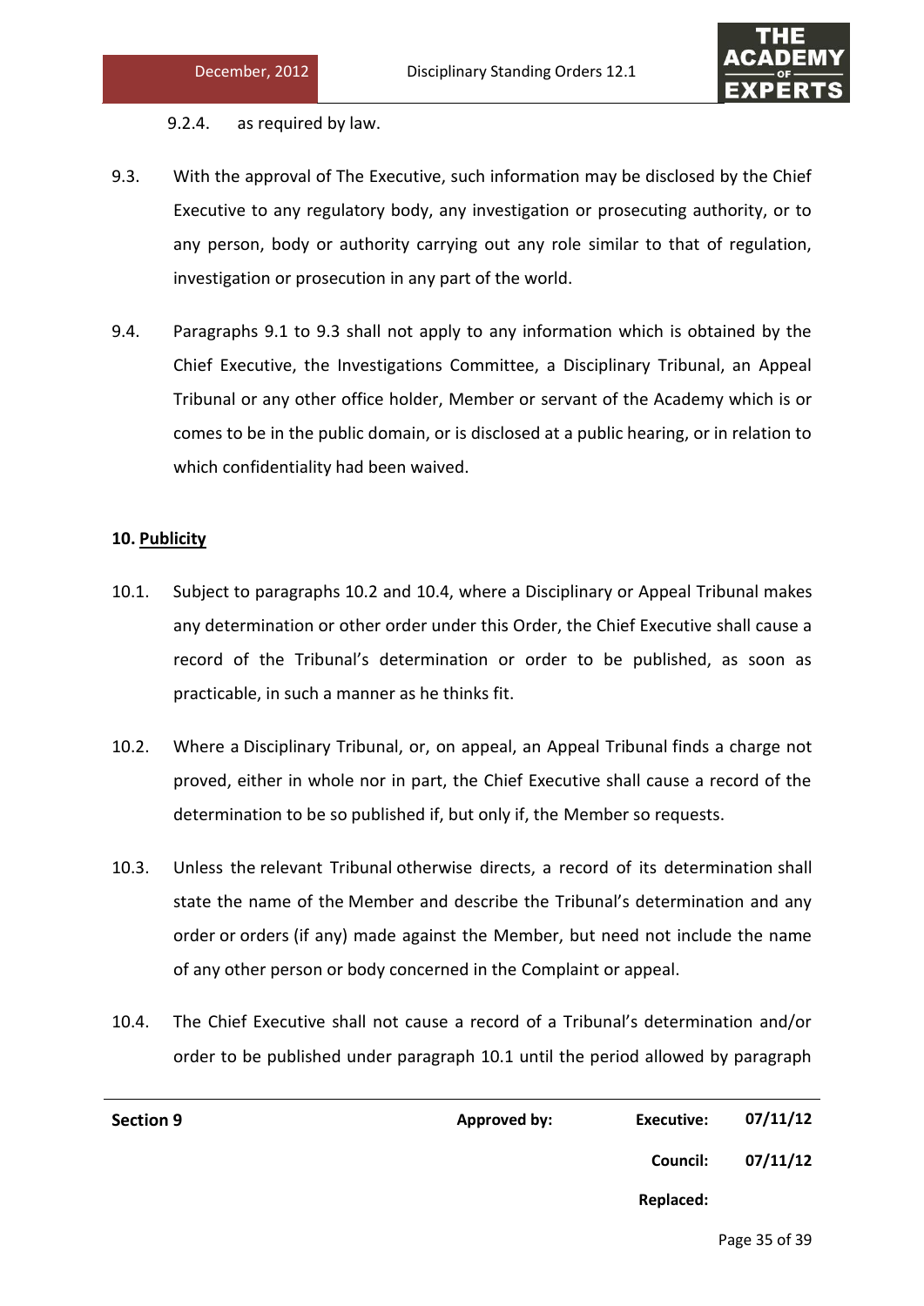9.2.4. as required by law.

9.3. With the approval of The Executive, such information may be disclosed by the Chief Executive to any regulatory body, any investigation or prosecuting authority, or to any person, body or authority carrying out any role similar to that of regulation, investigation or prosecution in any part of the world.

9.4. Paragraphs 9.1 to 9.3 shall not apply to any information which is obtained by the Chief Executive, the Investigations Committee, a Disciplinary Tribunal, an Appeal Tribunal or any other office holder, Member or servant of the Academy which is or comes to be in the public domain, or is disclosed at a public hearing, or in relation to which confidentiality had been waived.

**10. Publicity**

10.1. Subject to paragraphs 10.2 and 10.4, where a Disciplinary or Appeal Tribunal makes any determination or other order under this Order, the Chief Executive shall cause a record of the Tribunal's determination or order to be published, as soon as practicable, in such a manner as he thinks fit.

10.2. Where a Disciplinary Tribunal, or, on appeal, an Appeal Tribunal finds a charge not proved, either in whole nor in part, the Chief Executive shall cause a record of the determination to be so published if, but only if, the Member so requests.

10.3. Unless the relevant Tribunal otherwise directs, a record of its determination shall state the name of the Member and describe the Tribunal's determination and any order or orders (if any) made against the Member, but need not include the name of any other person or body concerned in the Complaint or appeal.

10.4. The Chief Executive shall not cause a record of a Tribunal's determination and/or order to be published under paragraph 10.1 until the period allowed by paragraph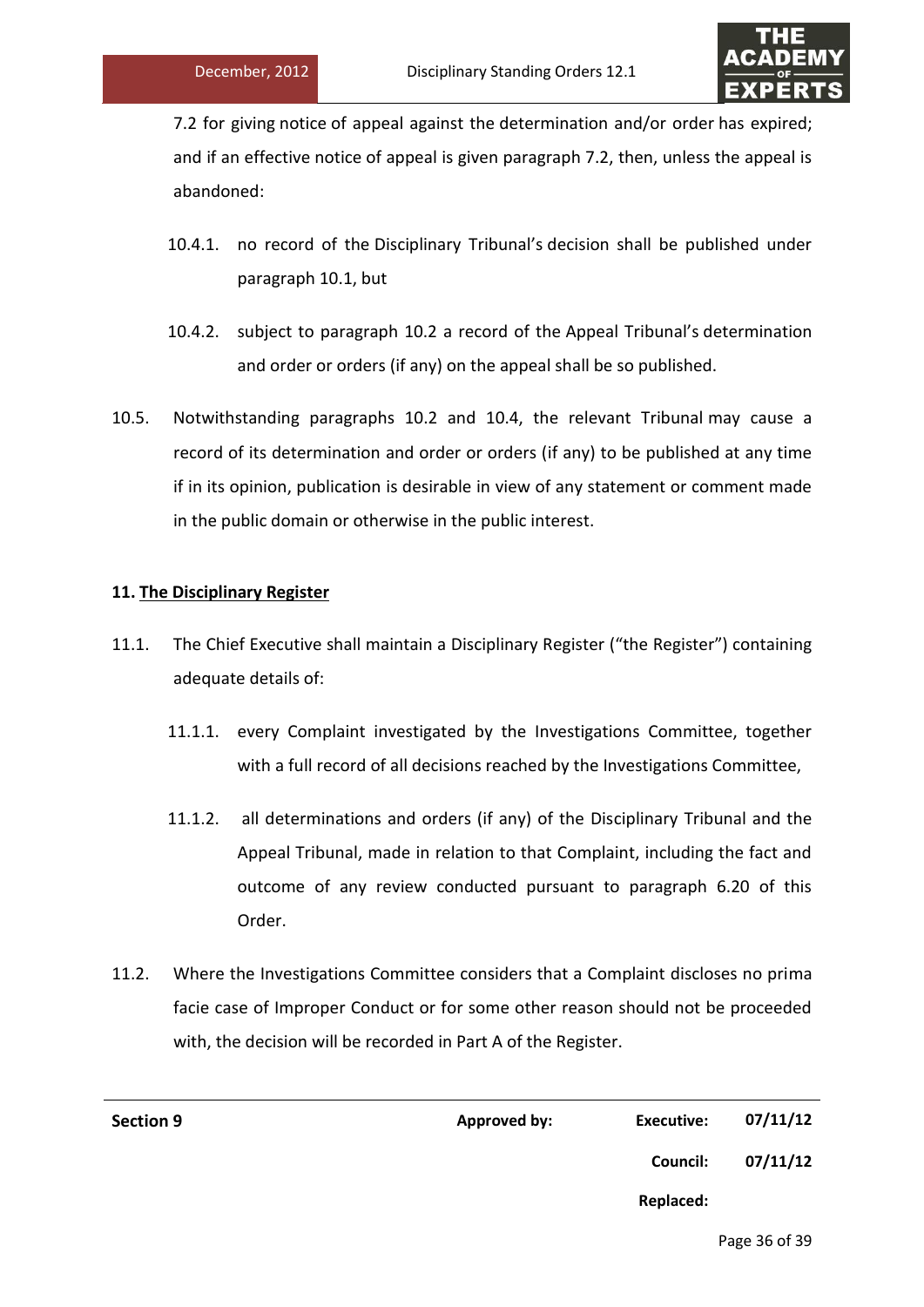7.2 for giving notice of appeal against the determination and/or order has expired; and if an effective notice of appeal is given paragraph 7.2, then, unless the appeal is abandoned:

10.4.1. no record of the Disciplinary Tribunal's decision shall be published under paragraph 10.1, but

10.4.2. subject to paragraph 10.2 a record of the Appeal Tribunal's determination and order or orders (if any) on the appeal shall be so published.

10.5. Notwithstanding paragraphs 10.2 and 10.4, the relevant Tribunal may cause a record of its determination and order or orders (if any) to be published at any time if in its opinion, publication is desirable in view of any statement or comment made in the public domain or otherwise in the public interest.

## 11. The Disciplinary Register

11.1. The Chief Executive shall maintain a Disciplinary Register ("the Register") containing adequate details of:

11.1.1. every Complaint investigated by the Investigations Committee, together with a full record of all decisions reached by the Investigations Committee,

11.1.2. all determinations and orders (if any) of the Disciplinary Tribunal and the Appeal Tribunal, made in relation to that Complaint, including the fact and outcome of any review conducted pursuant to paragraph 6.20 of this Order.

11.2. Where the Investigations Committee considers that a Complaint discloses no prima facie case of Improper Conduct or for some other reason should not be proceeded with, the decision will be recorded in Part A of the Register.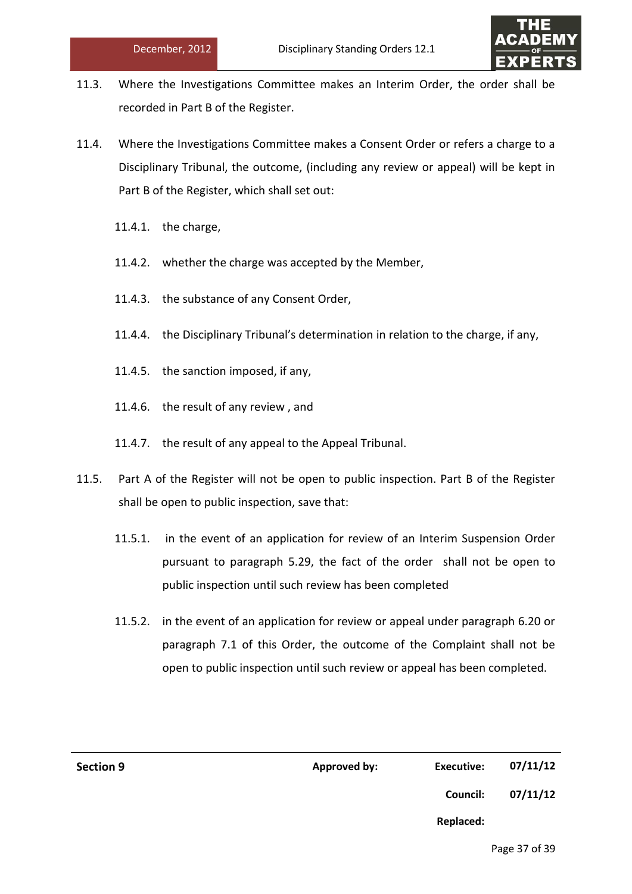11.3. Where the Investigations Committee makes an Interim Order, the order shall be recorded in Part B of the Register.

11.4. Where the Investigations Committee makes a Consent Order or refers a charge to a Disciplinary Tribunal, the outcome, (including any review or appeal) will be kept in Part B of the Register, which shall set out:

11.4.1. the charge,

11.4.2. whether the charge was accepted by the Member,

11.4.3. the substance of any Consent Order,

11.4.4. the Disciplinary Tribunal's determination in relation to the charge, if any,

11.4.5. the sanction imposed, if any,

11.4.6. the result of any review , and

11.4.7. the result of any appeal to the Appeal Tribunal.

11.5. Part A of the Register will not be open to public inspection. Part B of the Register shall be open to public inspection, save that:

11.5.1. in the event of an application for review of an Interim Suspension Order pursuant to paragraph 5.29, the fact of the order shall not be open to public inspection until such review has been completed

11.5.2. in the event of an application for review or appeal under paragraph 6.20 or paragraph 7.1 of this Order, the outcome of the Complaint shall not be open to public inspection until such review or appeal has been completed.

| **Section 9** | **Approved by:** | **Executive:** | **07/11/12** |
|---|---|---|---|
| | | **Council:** | **07/11/12** |
| | | **Replaced:** | |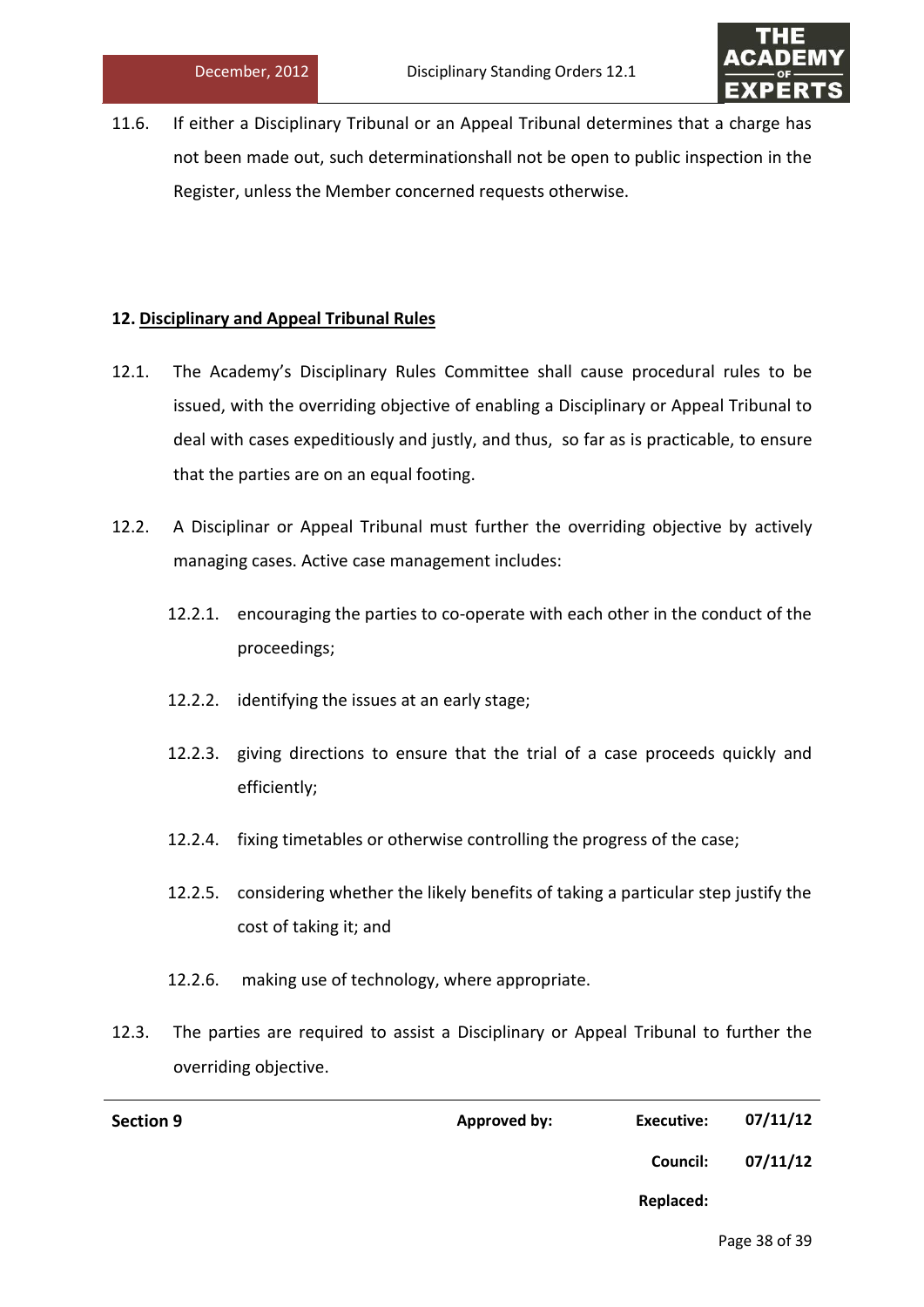11.6. If either a Disciplinary Tribunal or an Appeal Tribunal determines that a charge has not been made out, such determinationshall not be open to public inspection in the Register, unless the Member concerned requests otherwise.

**12. Disciplinary and Appeal Tribunal Rules**

12.1. The Academy's Disciplinary Rules Committee shall cause procedural rules to be issued, with the overriding objective of enabling a Disciplinary or Appeal Tribunal to deal with cases expeditiously and justly, and thus, so far as is practicable, to ensure that the parties are on an equal footing.

12.2. A Disciplinar or Appeal Tribunal must further the overriding objective by actively managing cases. Active case management includes:

- 12.2.1. encouraging the parties to co-operate with each other in the conduct of the proceedings;
- 12.2.2. identifying the issues at an early stage;
- 12.2.3. giving directions to ensure that the trial of a case proceeds quickly and efficiently;
- 12.2.4. fixing timetables or otherwise controlling the progress of the case;
- 12.2.5. considering whether the likely benefits of taking a particular step justify the cost of taking it; and
- 12.2.6. making use of technology, where appropriate.

12.3. The parties are required to assist a Disciplinary or Appeal Tribunal to further the overriding objective.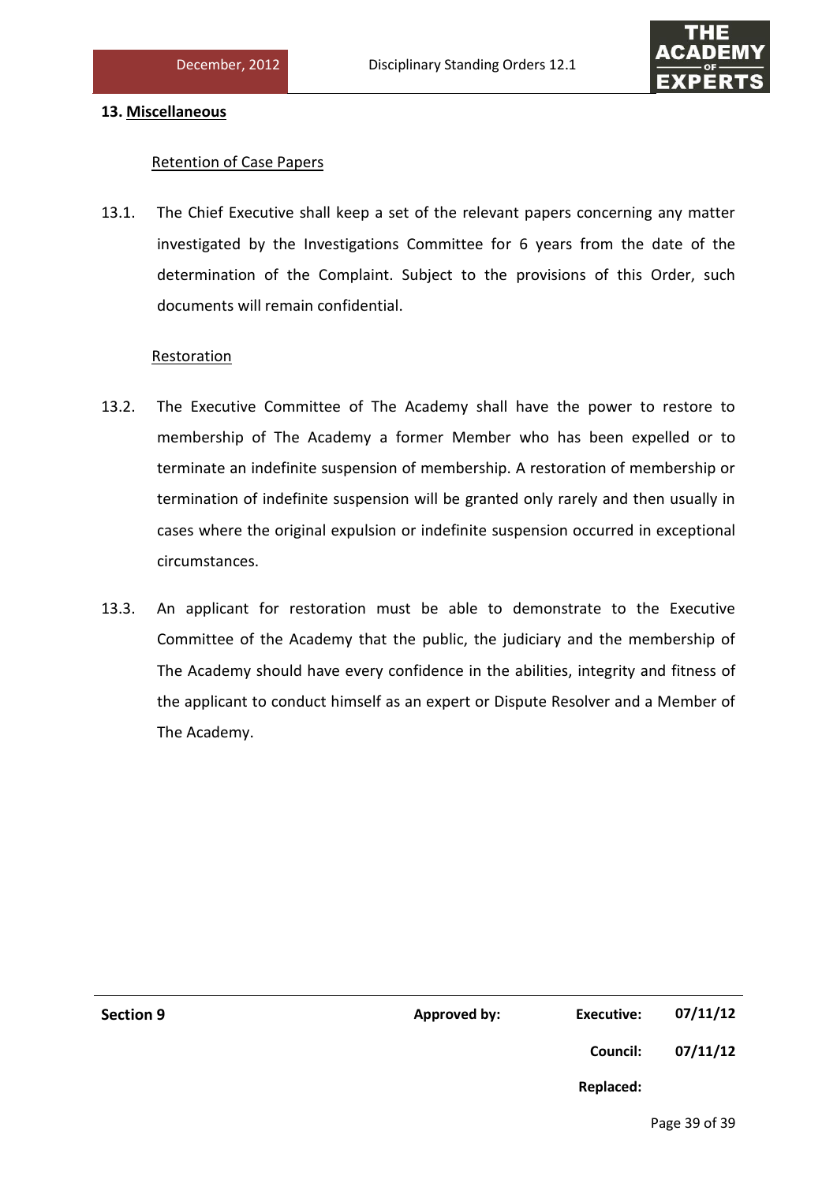## 13. Miscellaneous

### Retention of Case Papers

13.1. The Chief Executive shall keep a set of the relevant papers concerning any matter investigated by the Investigations Committee for 6 years from the date of the determination of the Complaint. Subject to the provisions of this Order, such documents will remain confidential.

### Restoration

13.2. The Executive Committee of The Academy shall have the power to restore to membership of The Academy a former Member who has been expelled or to terminate an indefinite suspension of membership. A restoration of membership or termination of indefinite suspension will be granted only rarely and then usually in cases where the original expulsion or indefinite suspension occurred in exceptional circumstances.

13.3. An applicant for restoration must be able to demonstrate to the Executive Committee of the Academy that the public, the judiciary and the membership of The Academy should have every confidence in the abilities, integrity and fitness of the applicant to conduct himself as an expert or Dispute Resolver and a Member of The Academy.